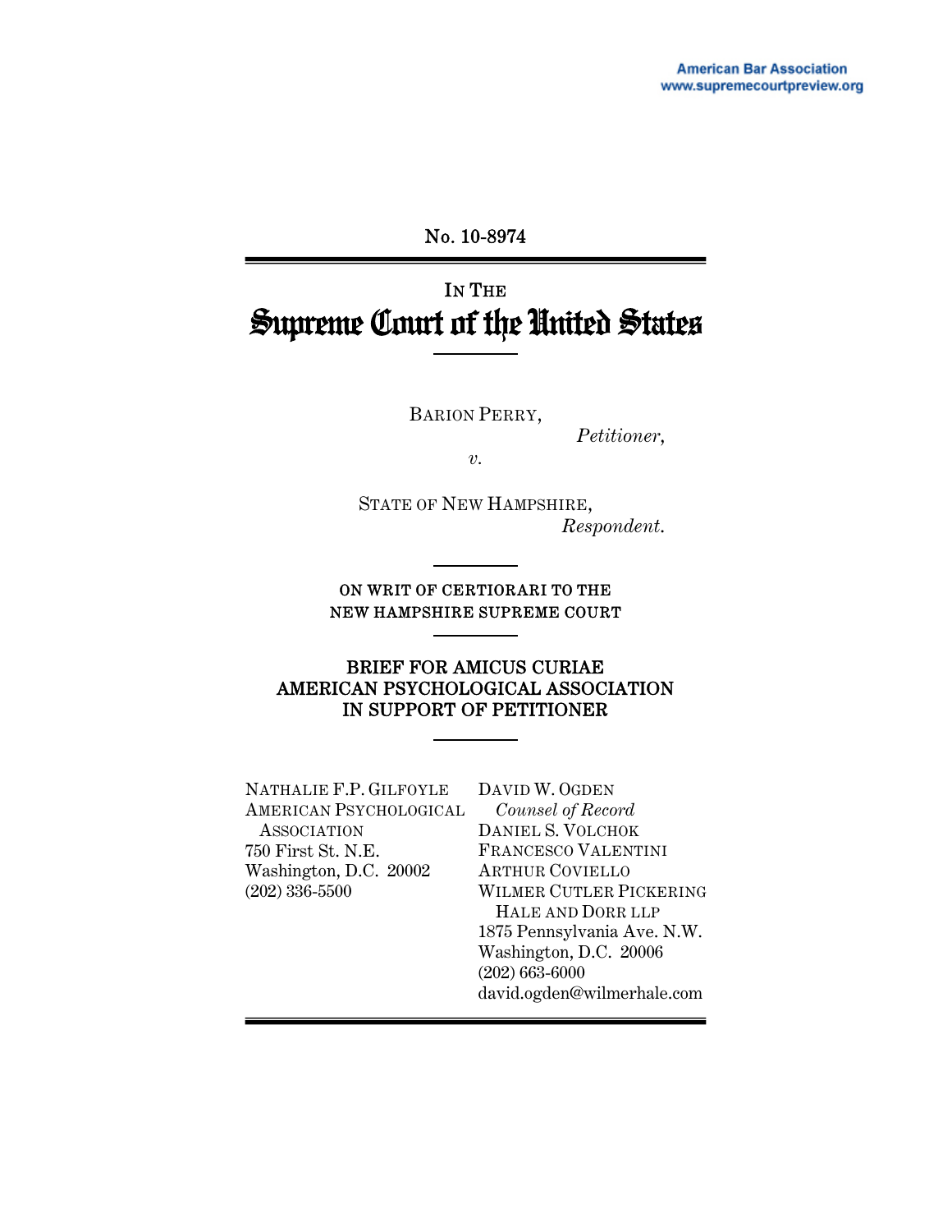American Bar Association
www.supremecourtpreview.org

No. 10-8974

IN THE
# Supreme Court of the United States

BARION PERRY,
*Petitioner*,

*v.*

STATE OF NEW HAMPSHIRE,
*Respondent*.

ON WRIT OF CERTIORARI TO THE
NEW HAMPSHIRE SUPREME COURT

## BRIEF FOR AMICUS CURIAE AMERICAN PSYCHOLOGICAL ASSOCIATION IN SUPPORT OF PETITIONER

NATHALIE F.P. GILFOYLE
AMERICAN PSYCHOLOGICAL ASSOCIATION
750 First St. N.E.
Washington, D.C. 20002
(202) 336-5500

DAVID W. OGDEN
*Counsel of Record*
DANIEL S. VOLCHOK
FRANCESCO VALENTINI
ARTHUR COVIELLO
WILMER CUTLER PICKERING HALE AND DORR LLP
1875 Pennsylvania Ave. N.W.
Washington, D.C. 20006
(202) 663-6000
david.ogden@wilmerhale.com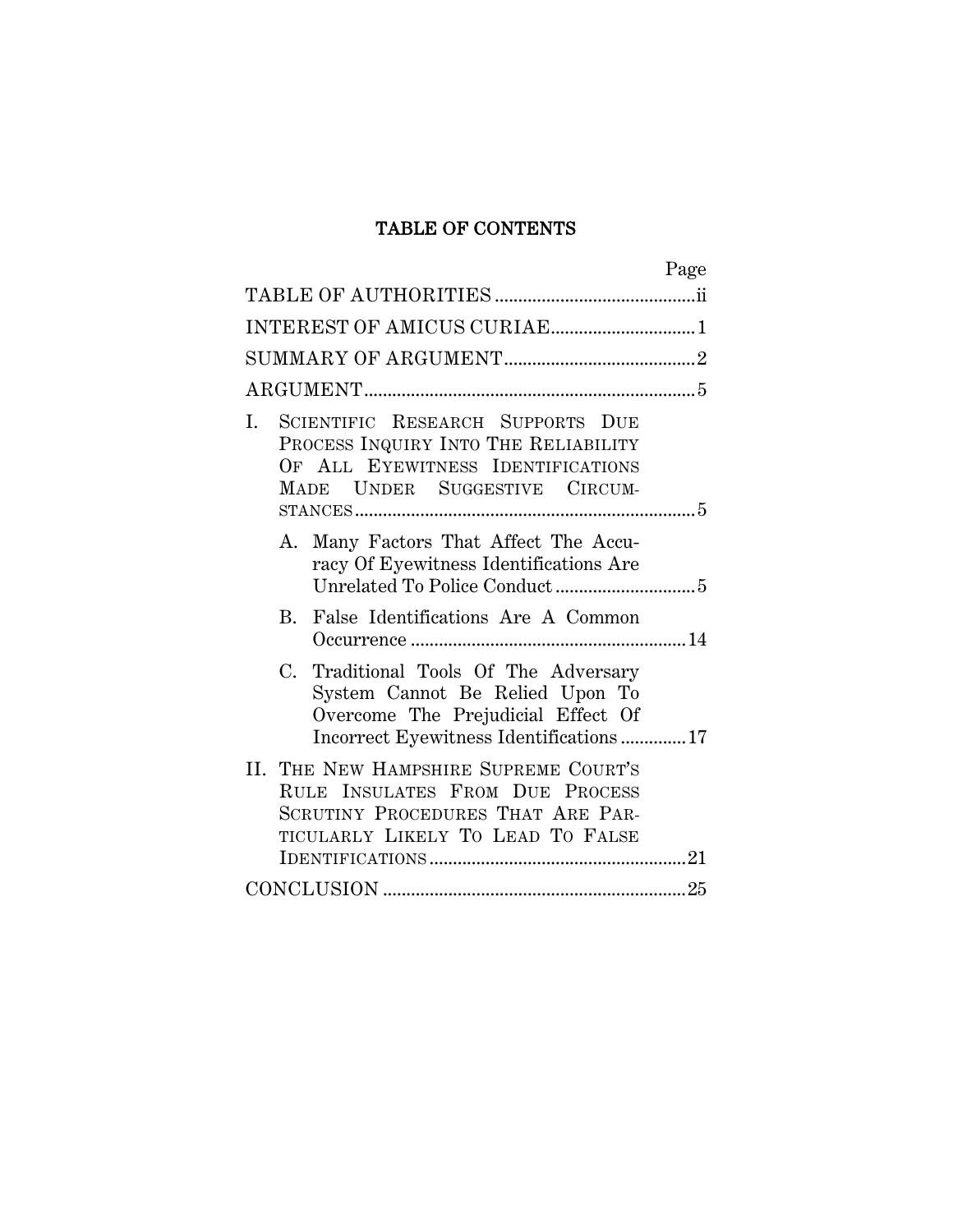# TABLE OF CONTENTS

| | Page |
|---|---|
| TABLE OF AUTHORITIES | ii |
| INTEREST OF AMICUS CURIAE | 1 |
| SUMMARY OF ARGUMENT | 2 |
| ARGUMENT | 5 |
| I. SCIENTIFIC RESEARCH SUPPORTS DUE PROCESS INQUIRY INTO THE RELIABILITY OF ALL EYEWITNESS IDENTIFICATIONS MADE UNDER SUGGESTIVE CIRCUMSTANCES | 5 |
| A. Many Factors That Affect The Accuracy Of Eyewitness Identifications Are Unrelated To Police Conduct | 5 |
| B. False Identifications Are A Common Occurrence | 14 |
| C. Traditional Tools Of The Adversary System Cannot Be Relied Upon To Overcome The Prejudicial Effect Of Incorrect Eyewitness Identifications | 17 |
| II. THE NEW HAMPSHIRE SUPREME COURT'S RULE INSULATES FROM DUE PROCESS SCRUTINY PROCEDURES THAT ARE PARTICULARLY LIKELY TO LEAD TO FALSE IDENTIFICATIONS | 21 |
| CONCLUSION | 25 |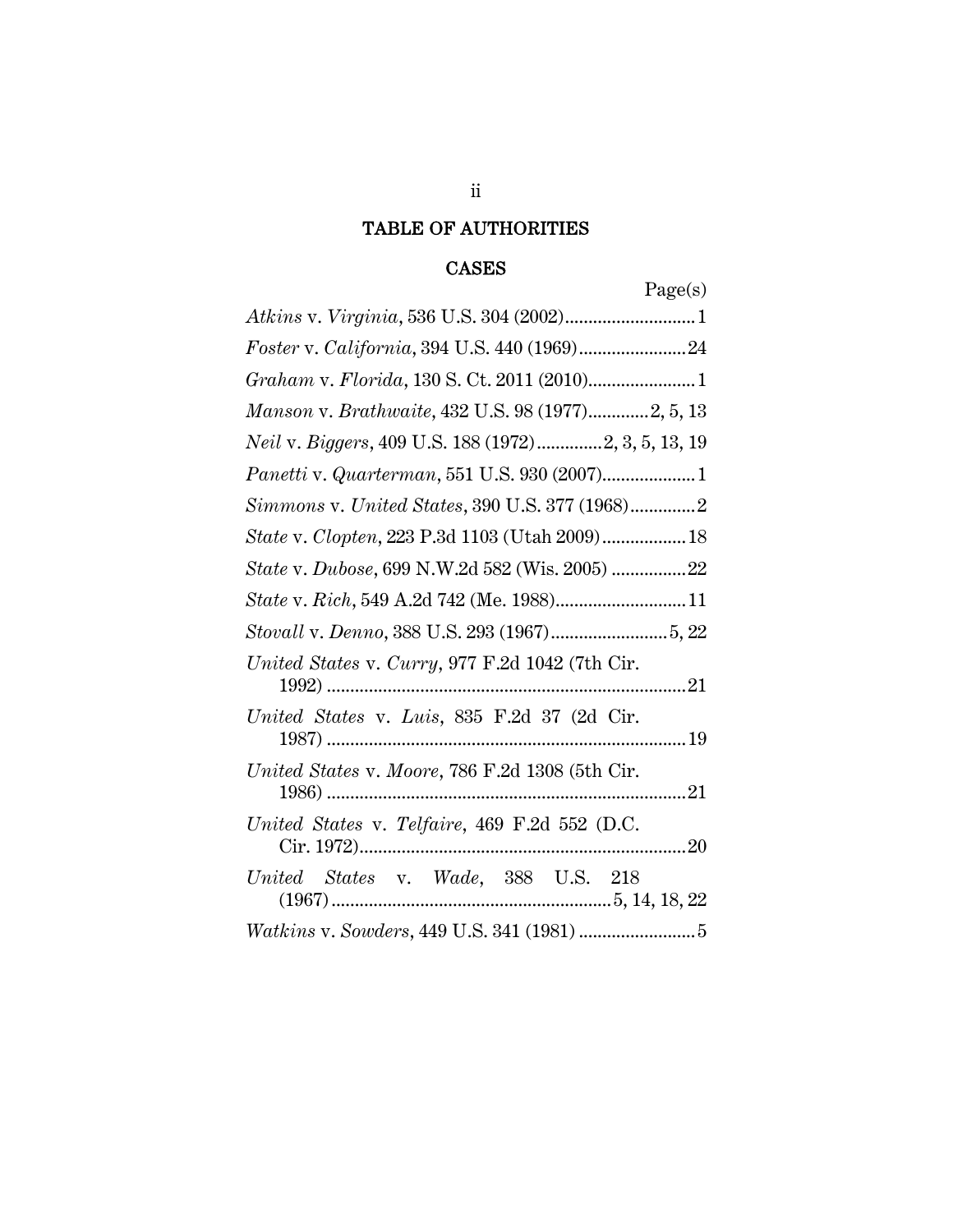# TABLE OF AUTHORITIES

## CASES

Page(s)

*Atkins* v. *Virginia*, 536 U.S. 304 (2002)............................1

*Foster* v. *California*, 394 U.S. 440 (1969).......................24

*Graham* v. *Florida*, 130 S. Ct. 2011 (2010).......................1

*Manson* v. *Brathwaite*, 432 U.S. 98 (1977)............2, 5, 13

*Neil* v. *Biggers*, 409 U.S. 188 (1972).............2, 3, 5, 13, 19

*Panetti* v. *Quarterman*, 551 U.S. 930 (2007)....................1

*Simmons* v. *United States*, 390 U.S. 377 (1968).............2

*State* v. *Clopten*, 223 P.3d 1103 (Utah 2009)..................18

*State* v. *Dubose*, 699 N.W.2d 582 (Wis. 2005) ................22

*State* v. *Rich*, 549 A.2d 742 (Me. 1988)............................11

*Stovall* v. *Denno*, 388 U.S. 293 (1967).........................5, 22

*United States* v. *Curry*, 977 F.2d 1042 (7th Cir. 1992) .............................................................................21

*United States* v. *Luis*, 835 F.2d 37 (2d Cir. 1987) .............................................................................19

*United States* v. *Moore*, 786 F.2d 1308 (5th Cir. 1986) .............................................................................21

*United States* v. *Telfaire*, 469 F.2d 552 (D.C. Cir. 1972).......................................................................20

*United States* v. *Wade*, 388 U.S. 218 (1967)............................................................5, 14, 18, 22

*Watkins* v. *Sowders*, 449 U.S. 341 (1981) .........................5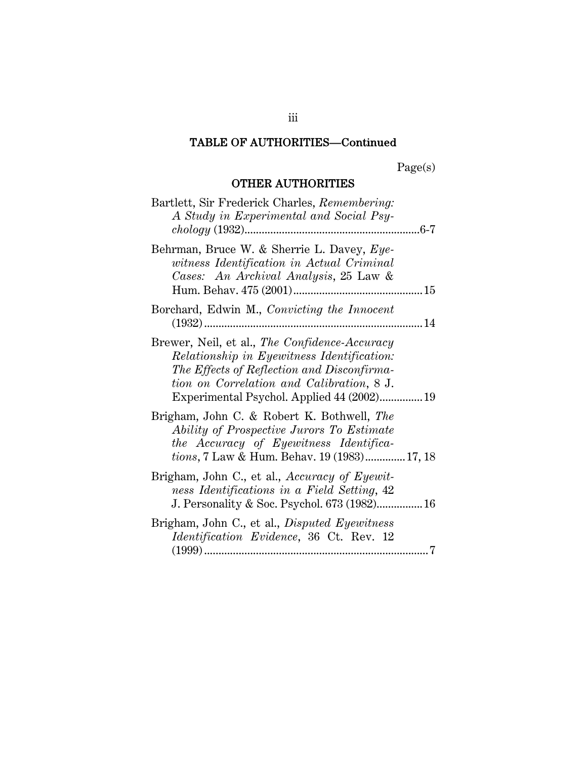## TABLE OF AUTHORITIES—Continued

Page(s)

### OTHER AUTHORITIES

Bartlett, Sir Frederick Charles, *Remembering: A Study in Experimental and Social Psychology* (1932)....................6-7

Behrman, Bruce W. & Sherrie L. Davey, *Eyewitness Identification in Actual Criminal Cases: An Archival Analysis*, 25 Law & Hum. Behav. 475 (2001)....................15

Borchard, Edwin M., *Convicting the Innocent* (1932)....................14

Brewer, Neil, et al., *The Confidence-Accuracy Relationship in Eyewitness Identification: The Effects of Reflection and Disconfirmation on Correlation and Calibration*, 8 J. Experimental Psychol. Applied 44 (2002)....................19

Brigham, John C. & Robert K. Bothwell, *The Ability of Prospective Jurors To Estimate the Accuracy of Eyewitness Identifications*, 7 Law & Hum. Behav. 19 (1983)....................17, 18

Brigham, John C., et al., *Accuracy of Eyewitness Identifications in a Field Setting*, 42 J. Personality & Soc. Psychol. 673 (1982)....................16

Brigham, John C., et al., *Disputed Eyewitness Identification Evidence*, 36 Ct. Rev. 12 (1999)....................7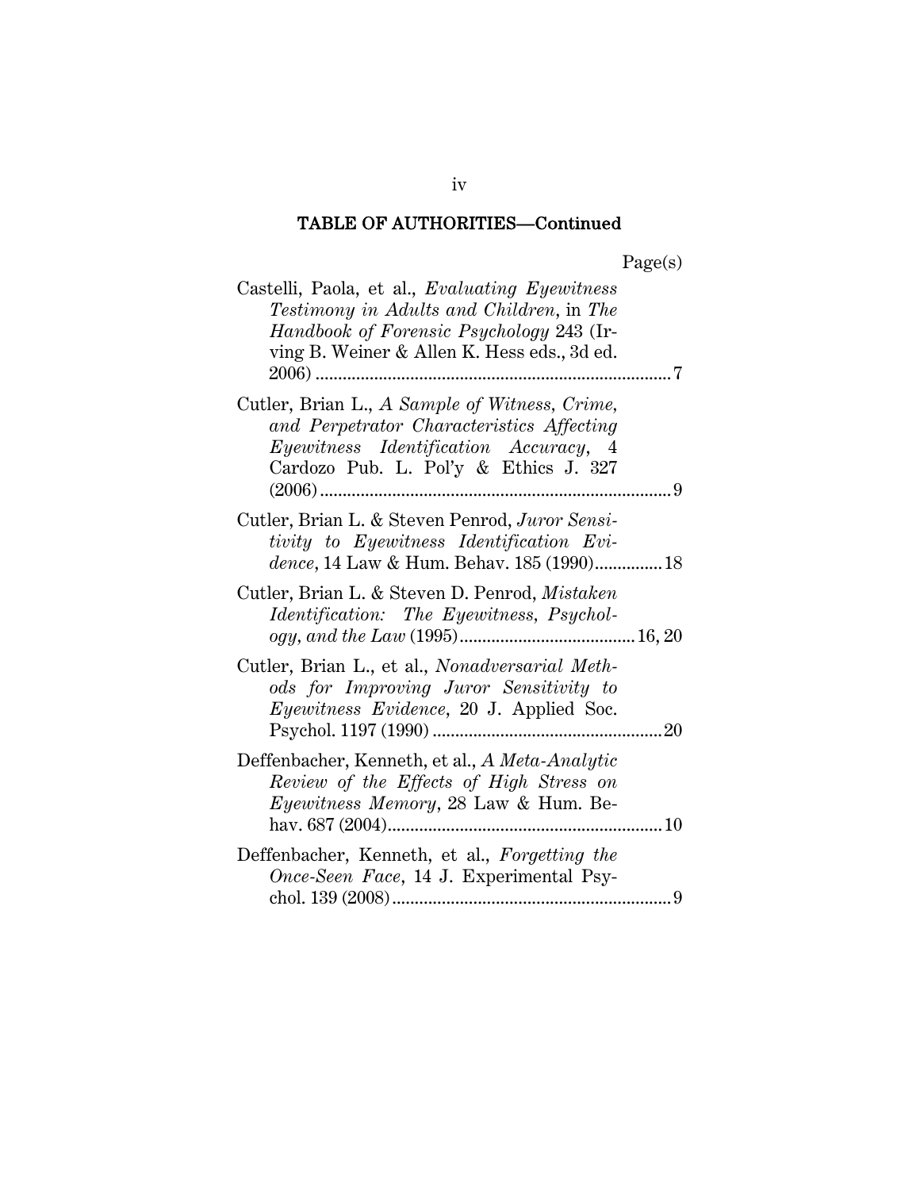## TABLE OF AUTHORITIES—Continued

Page(s)

Castelli, Paola, et al., *Evaluating Eyewitness Testimony in Adults and Children*, in *The Handbook of Forensic Psychology* 243 (Irving B. Weiner & Allen K. Hess eds., 3d ed. 2006) .......... 7

Cutler, Brian L., *A Sample of Witness, Crime, and Perpetrator Characteristics Affecting Eyewitness Identification Accuracy*, 4 Cardozo Pub. L. Pol'y & Ethics J. 327 (2006) .......... 9

Cutler, Brian L. & Steven Penrod, *Juror Sensitivity to Eyewitness Identification Evidence*, 14 Law & Hum. Behav. 185 (1990) .......... 18

Cutler, Brian L. & Steven D. Penrod, *Mistaken Identification: The Eyewitness, Psychology, and the Law* (1995) .......... 16, 20

Cutler, Brian L., et al., *Nonadversarial Methods for Improving Juror Sensitivity to Eyewitness Evidence*, 20 J. Applied Soc. Psychol. 1197 (1990) .......... 20

Deffenbacher, Kenneth, et al., *A Meta-Analytic Review of the Effects of High Stress on Eyewitness Memory*, 28 Law & Hum. Behav. 687 (2004) .......... 10

Deffenbacher, Kenneth, et al., *Forgetting the Once-Seen Face*, 14 J. Experimental Psychol. 139 (2008) .......... 9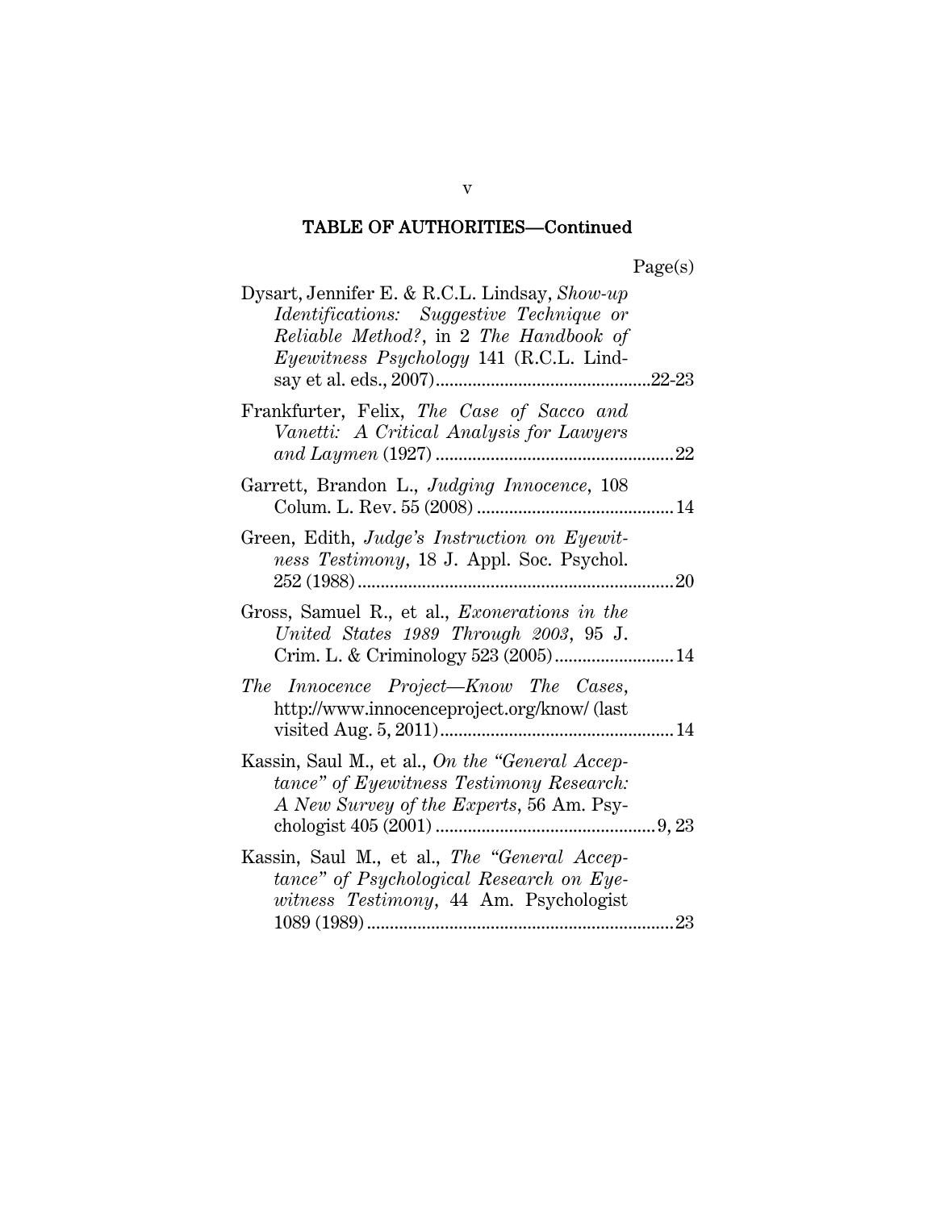## TABLE OF AUTHORITIES—Continued

Page(s)

Dysart, Jennifer E. & R.C.L. Lindsay, *Show-up Identifications: Suggestive Technique or Reliable Method?*, in 2 *The Handbook of Eyewitness Psychology* 141 (R.C.L. Lindsay et al. eds., 2007) ............ 22-23

Frankfurter, Felix, *The Case of Sacco and Vanetti: A Critical Analysis for Lawyers and Laymen* (1927) ............ 22

Garrett, Brandon L., *Judging Innocence*, 108 Colum. L. Rev. 55 (2008) ............ 14

Green, Edith, *Judge's Instruction on Eyewitness Testimony*, 18 J. Appl. Soc. Psychol. 252 (1988) ............ 20

Gross, Samuel R., et al., *Exonerations in the United States 1989 Through 2003*, 95 J. Crim. L. & Criminology 523 (2005) ............ 14

*The Innocence Project—Know The Cases*, http://www.innocenceproject.org/know/ (last visited Aug. 5, 2011) ............ 14

Kassin, Saul M., et al., *On the "General Acceptance" of Eyewitness Testimony Research: A New Survey of the Experts*, 56 Am. Psychologist 405 (2001) ............ 9, 23

Kassin, Saul M., et al., *The "General Acceptance" of Psychological Research on Eyewitness Testimony*, 44 Am. Psychologist 1089 (1989) ............ 23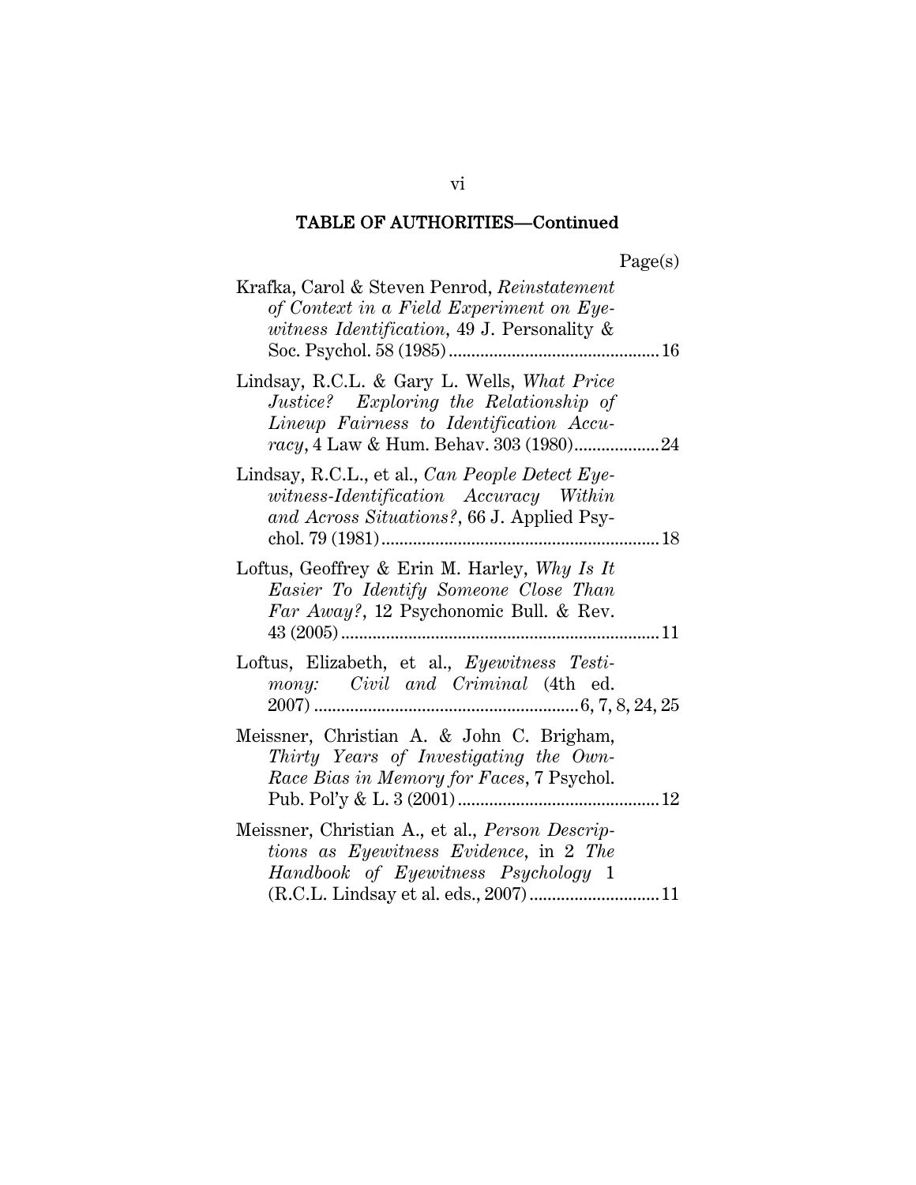## TABLE OF AUTHORITIES—Continued

Page(s)

Krafka, Carol & Steven Penrod, *Reinstatement of Context in a Field Experiment on Eyewitness Identification*, 49 J. Personality & Soc. Psychol. 58 (1985) ........................................ 16

Lindsay, R.C.L. & Gary L. Wells, *What Price Justice? Exploring the Relationship of Lineup Fairness to Identification Accuracy*, 4 Law & Hum. Behav. 303 (1980) .................. 24

Lindsay, R.C.L., et al., *Can People Detect Eyewitness-Identification Accuracy Within and Across Situations?*, 66 J. Applied Psychol. 79 (1981) .................................................... 18

Loftus, Geoffrey & Erin M. Harley, *Why Is It Easier To Identify Someone Close Than Far Away?*, 12 Psychonomic Bull. & Rev. 43 (2005) ............................................................ 11

Loftus, Elizabeth, et al., *Eyewitness Testimony: Civil and Criminal* (4th ed. 2007) ................................................ 6, 7, 8, 24, 25

Meissner, Christian A. & John C. Brigham, *Thirty Years of Investigating the Own-Race Bias in Memory for Faces*, 7 Psychol. Pub. Pol'y & L. 3 (2001) ........................................ 12

Meissner, Christian A., et al., *Person Descriptions as Eyewitness Evidence*, in 2 *The Handbook of Eyewitness Psychology* 1 (R.C.L. Lindsay et al. eds., 2007) ............................ 11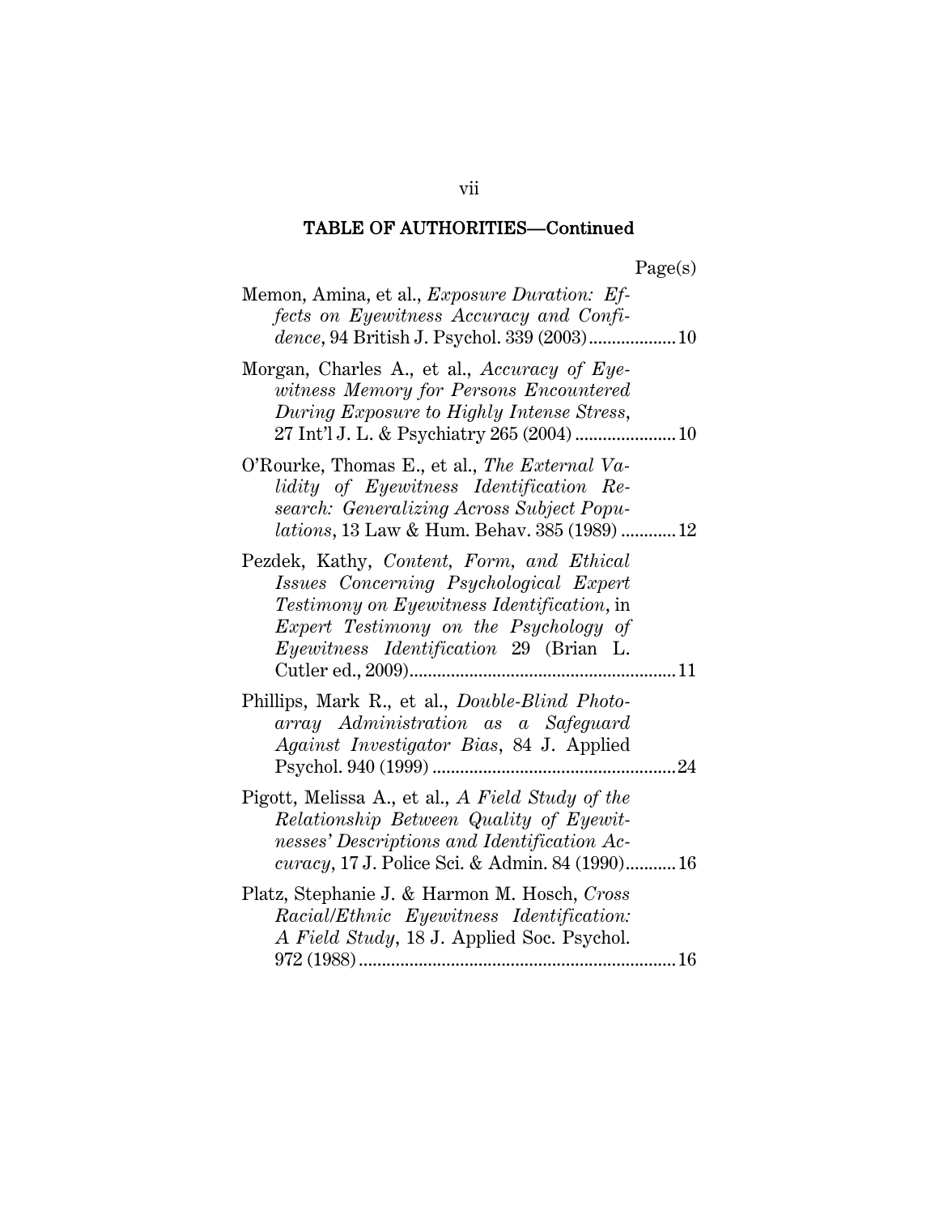## TABLE OF AUTHORITIES—Continued

Page(s)

Memon, Amina, et al., *Exposure Duration: Effects on Eyewitness Accuracy and Confidence*, 94 British J. Psychol. 339 (2003) .................. 10

Morgan, Charles A., et al., *Accuracy of Eyewitness Memory for Persons Encountered During Exposure to Highly Intense Stress*, 27 Int'l J. L. & Psychiatry 265 (2004) ..................... 10

O'Rourke, Thomas E., et al., *The External Validity of Eyewitness Identification Research: Generalizing Across Subject Populations*, 13 Law & Hum. Behav. 385 (1989) ........... 12

Pezdek, Kathy, *Content, Form, and Ethical Issues Concerning Psychological Expert Testimony on Eyewitness Identification*, in *Expert Testimony on the Psychology of Eyewitness Identification* 29 (Brian L. Cutler ed., 2009) ......................................................... 11

Phillips, Mark R., et al., *Double-Blind Photo-array Administration as a Safeguard Against Investigator Bias*, 84 J. Applied Psychol. 940 (1999) ..................................................... 24

Pigott, Melissa A., et al., *A Field Study of the Relationship Between Quality of Eyewitnesses' Descriptions and Identification Accuracy*, 17 J. Police Sci. & Admin. 84 (1990) .......... 16

Platz, Stephanie J. & Harmon M. Hosch, *Cross Racial/Ethnic Eyewitness Identification: A Field Study*, 18 J. Applied Soc. Psychol. 972 (1988) ..................................................................... 16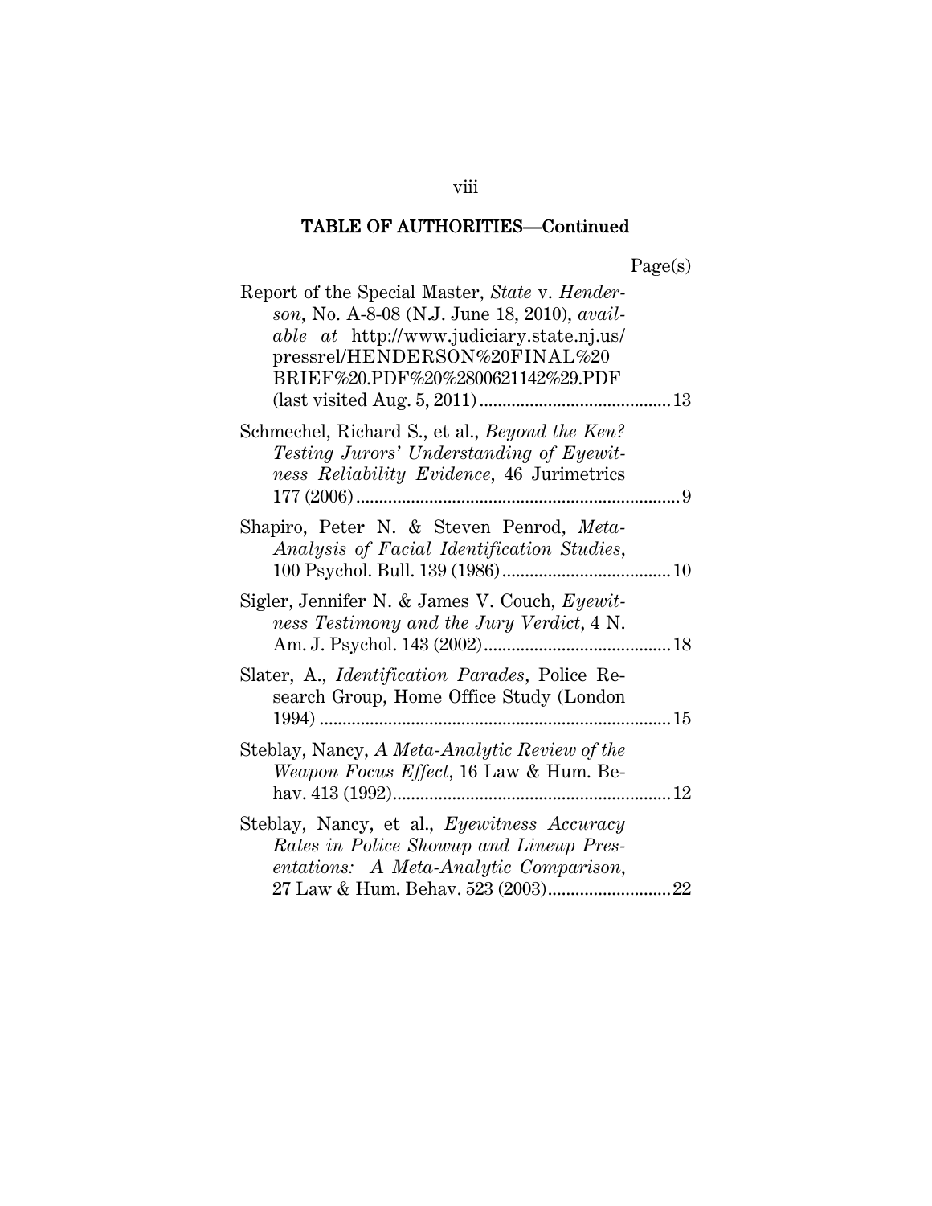## TABLE OF AUTHORITIES—Continued

| | Page(s) |
|---|---|
| Report of the Special Master, *State* v. *Henderson*, No. A-8-08 (N.J. June 18, 2010), *available at* http://www.judiciary.state.nj.us/pressrel/HENDERSON%20FINAL%20BRIEF%20.PDF%20%2800621142%29.PDF (last visited Aug. 5, 2011) | 13 |
| Schmechel, Richard S., et al., *Beyond the Ken? Testing Jurors' Understanding of Eyewitness Reliability Evidence*, 46 Jurimetrics 177 (2006) | 9 |
| Shapiro, Peter N. & Steven Penrod, *Meta-Analysis of Facial Identification Studies*, 100 Psychol. Bull. 139 (1986) | 10 |
| Sigler, Jennifer N. & James V. Couch, *Eyewitness Testimony and the Jury Verdict*, 4 N. Am. J. Psychol. 143 (2002) | 18 |
| Slater, A., *Identification Parades*, Police Research Group, Home Office Study (London 1994) | 15 |
| Steblay, Nancy, *A Meta-Analytic Review of the Weapon Focus Effect*, 16 Law & Hum. Behav. 413 (1992) | 12 |
| Steblay, Nancy, et al., *Eyewitness Accuracy Rates in Police Showup and Lineup Presentations: A Meta-Analytic Comparison*, 27 Law & Hum. Behav. 523 (2003) | 22 |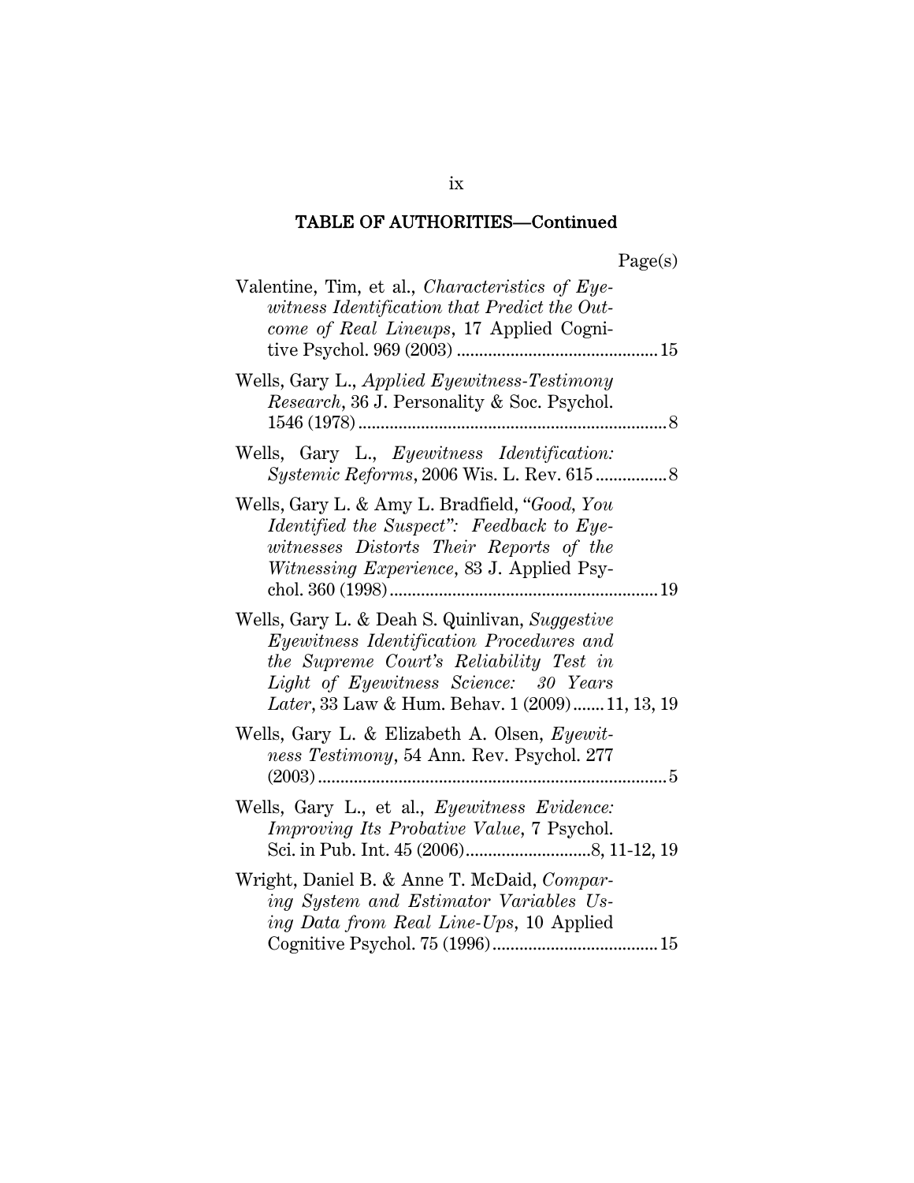## TABLE OF AUTHORITIES—Continued

Page(s)

Valentine, Tim, et al., *Characteristics of Eyewitness Identification that Predict the Outcome of Real Lineups*, 17 Applied Cognitive Psychol. 969 (2003) .......... 15

Wells, Gary L., *Applied Eyewitness-Testimony Research*, 36 J. Personality & Soc. Psychol. 1546 (1978) .......... 8

Wells, Gary L., *Eyewitness Identification: Systemic Reforms*, 2006 Wis. L. Rev. 615 .......... 8

Wells, Gary L. & Amy L. Bradfield, "*Good, You Identified the Suspect*": *Feedback to Eyewitnesses Distorts Their Reports of the Witnessing Experience*, 83 J. Applied Psychol. 360 (1998) .......... 19

Wells, Gary L. & Deah S. Quinlivan, *Suggestive Eyewitness Identification Procedures and the Supreme Court's Reliability Test in Light of Eyewitness Science: 30 Years Later*, 33 Law & Hum. Behav. 1 (2009) .......... 11, 13, 19

Wells, Gary L. & Elizabeth A. Olsen, *Eyewitness Testimony*, 54 Ann. Rev. Psychol. 277 (2003) .......... 5

Wells, Gary L., et al., *Eyewitness Evidence: Improving Its Probative Value*, 7 Psychol. Sci. in Pub. Int. 45 (2006) .......... 8, 11-12, 19

Wright, Daniel B. & Anne T. McDaid, *Comparing System and Estimator Variables Using Data from Real Line-Ups*, 10 Applied Cognitive Psychol. 75 (1996) .......... 15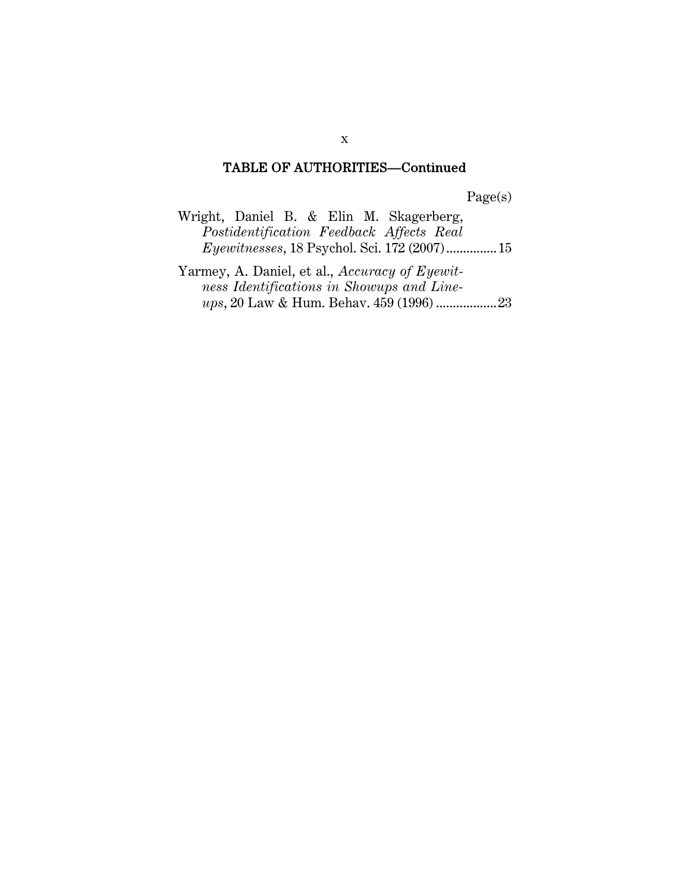## TABLE OF AUTHORITIES—Continued

Page(s)

Wright, Daniel B. & Elin M. Skagerberg, *Postidentification Feedback Affects Real Eyewitnesses*, 18 Psychol. Sci. 172 (2007) ............... 15

Yarmey, A. Daniel, et al., *Accuracy of Eyewitness Identifications in Showups and Lineups*, 20 Law & Hum. Behav. 459 (1996) .................. 23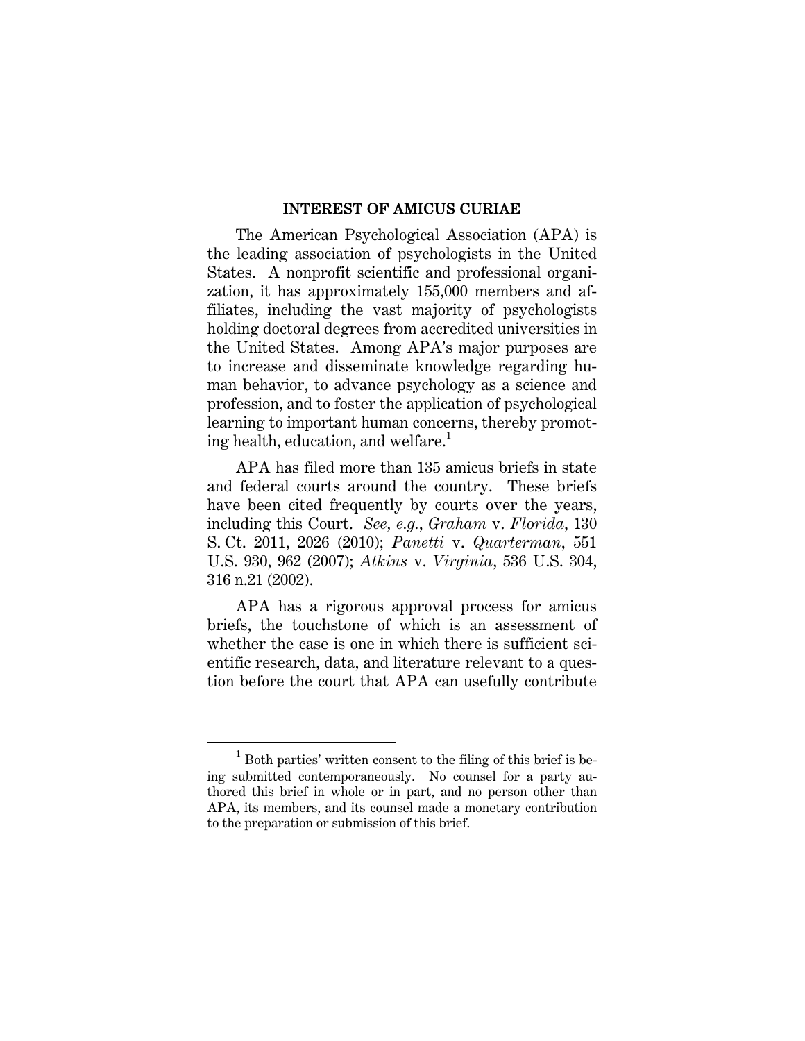## INTEREST OF AMICUS CURIAE

The American Psychological Association (APA) is the leading association of psychologists in the United States. A nonprofit scientific and professional organization, it has approximately 155,000 members and affiliates, including the vast majority of psychologists holding doctoral degrees from accredited universities in the United States. Among APA's major purposes are to increase and disseminate knowledge regarding human behavior, to advance psychology as a science and profession, and to foster the application of psychological learning to important human concerns, thereby promoting health, education, and welfare.[1]

APA has filed more than 135 amicus briefs in state and federal courts around the country. These briefs have been cited frequently by courts over the years, including this Court. *See, e.g.*, *Graham* v. *Florida*, 130 S. Ct. 2011, 2026 (2010); *Panetti* v. *Quarterman*, 551 U.S. 930, 962 (2007); *Atkins* v. *Virginia*, 536 U.S. 304, 316 n.21 (2002).

APA has a rigorous approval process for amicus briefs, the touchstone of which is an assessment of whether the case is one in which there is sufficient scientific research, data, and literature relevant to a question before the court that APA can usefully contribute

---

[1] Both parties' written consent to the filing of this brief is being submitted contemporaneously. No counsel for a party authored this brief in whole or in part, and no person other than APA, its members, and its counsel made a monetary contribution to the preparation or submission of this brief.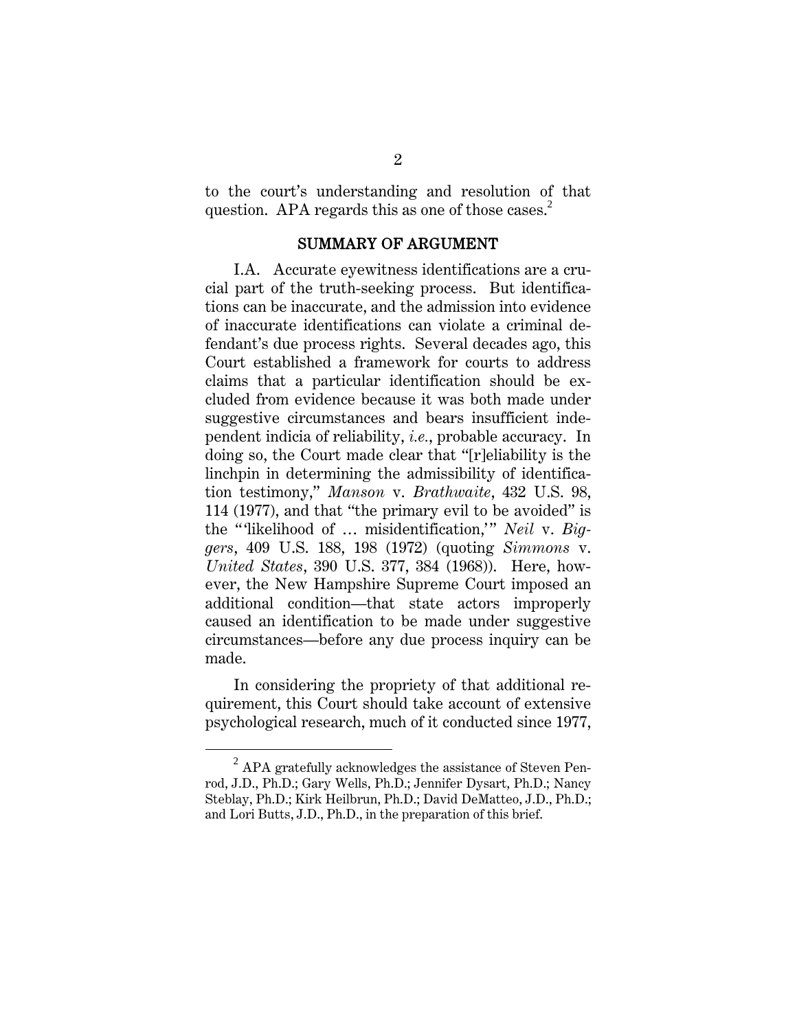to the court's understanding and resolution of that question. APA regards this as one of those cases.[2]

## SUMMARY OF ARGUMENT

I.A. Accurate eyewitness identifications are a crucial part of the truth-seeking process. But identifications can be inaccurate, and the admission into evidence of inaccurate identifications can violate a criminal defendant's due process rights. Several decades ago, this Court established a framework for courts to address claims that a particular identification should be excluded from evidence because it was both made under suggestive circumstances and bears insufficient independent indicia of reliability, *i.e.*, probable accuracy. In doing so, the Court made clear that "[r]eliability is the linchpin in determining the admissibility of identification testimony," *Manson* v. *Brathwaite*, 432 U.S. 98, 114 (1977), and that "the primary evil to be avoided" is the "'likelihood of … misidentification,'" *Neil* v. *Biggers*, 409 U.S. 188, 198 (1972) (quoting *Simmons* v. *United States*, 390 U.S. 377, 384 (1968)). Here, however, the New Hampshire Supreme Court imposed an additional condition—that state actors improperly caused an identification to be made under suggestive circumstances—before any due process inquiry can be made.

In considering the propriety of that additional requirement, this Court should take account of extensive psychological research, much of it conducted since 1977,

---

[2] APA gratefully acknowledges the assistance of Steven Penrod, J.D., Ph.D.; Gary Wells, Ph.D.; Jennifer Dysart, Ph.D.; Nancy Steblay, Ph.D.; Kirk Heilbrun, Ph.D.; David DeMatteo, J.D., Ph.D.; and Lori Butts, J.D., Ph.D., in the preparation of this brief.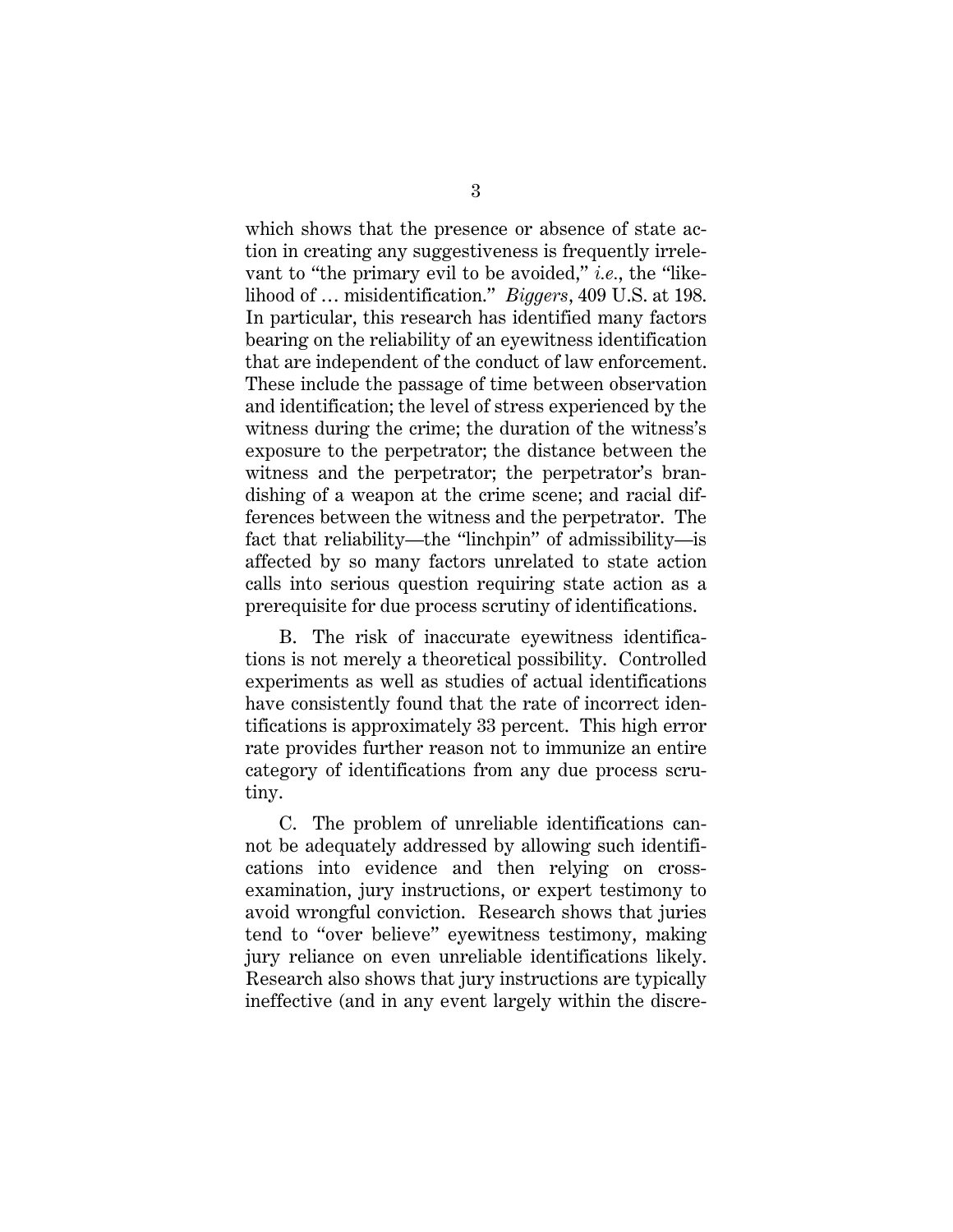which shows that the presence or absence of state action in creating any suggestiveness is frequently irrelevant to "the primary evil to be avoided," *i.e.*, the "likelihood of … misidentification." *Biggers*, 409 U.S. at 198. In particular, this research has identified many factors bearing on the reliability of an eyewitness identification that are independent of the conduct of law enforcement. These include the passage of time between observation and identification; the level of stress experienced by the witness during the crime; the duration of the witness's exposure to the perpetrator; the distance between the witness and the perpetrator; the perpetrator's brandishing of a weapon at the crime scene; and racial differences between the witness and the perpetrator. The fact that reliability—the "linchpin" of admissibility—is affected by so many factors unrelated to state action calls into serious question requiring state action as a prerequisite for due process scrutiny of identifications.

B. The risk of inaccurate eyewitness identifications is not merely a theoretical possibility. Controlled experiments as well as studies of actual identifications have consistently found that the rate of incorrect identifications is approximately 33 percent. This high error rate provides further reason not to immunize an entire category of identifications from any due process scrutiny.

C. The problem of unreliable identifications cannot be adequately addressed by allowing such identifications into evidence and then relying on cross-examination, jury instructions, or expert testimony to avoid wrongful conviction. Research shows that juries tend to "over believe" eyewitness testimony, making jury reliance on even unreliable identifications likely. Research also shows that jury instructions are typically ineffective (and in any event largely within the discre-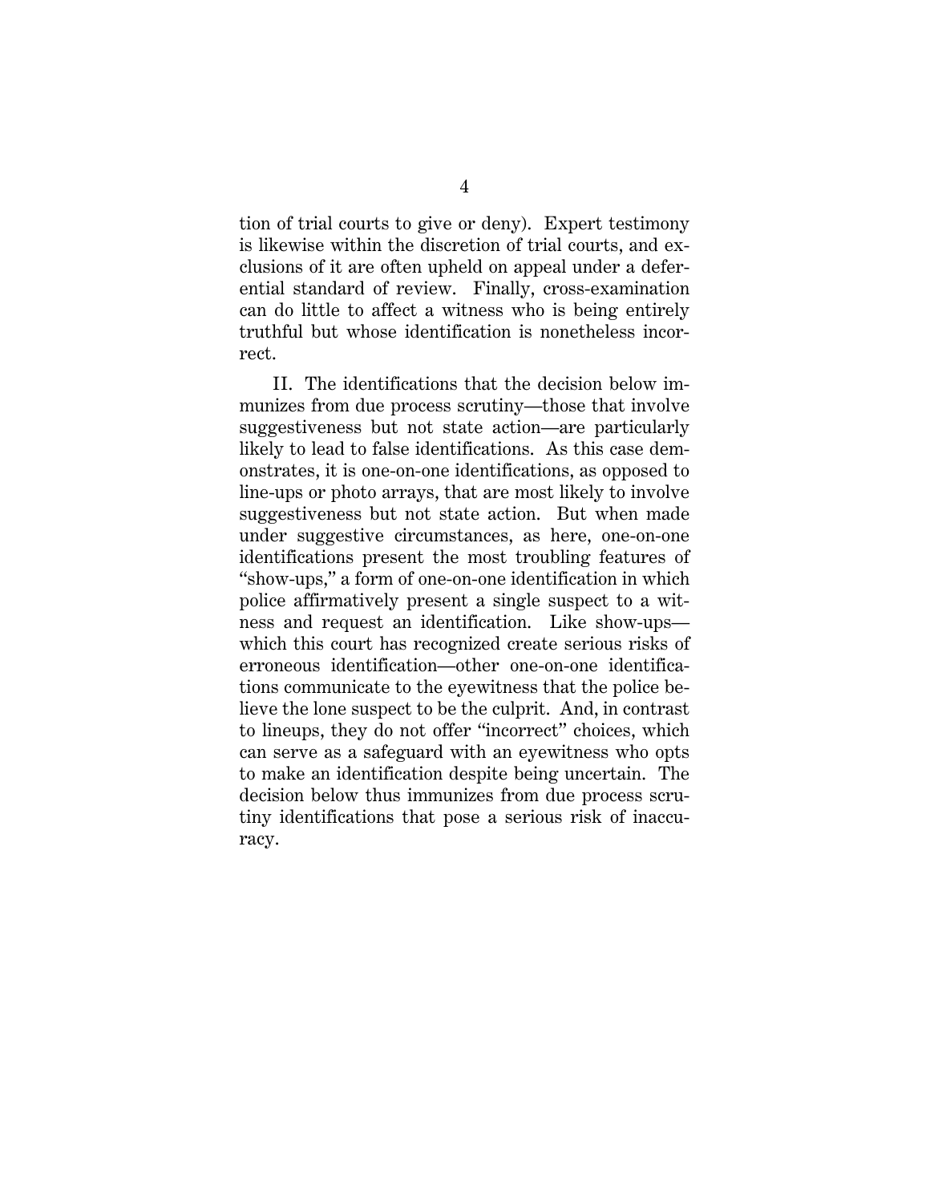tion of trial courts to give or deny). Expert testimony is likewise within the discretion of trial courts, and exclusions of it are often upheld on appeal under a deferential standard of review. Finally, cross-examination can do little to affect a witness who is being entirely truthful but whose identification is nonetheless incorrect.

II. The identifications that the decision below immunizes from due process scrutiny—those that involve suggestiveness but not state action—are particularly likely to lead to false identifications. As this case demonstrates, it is one-on-one identifications, as opposed to line-ups or photo arrays, that are most likely to involve suggestiveness but not state action. But when made under suggestive circumstances, as here, one-on-one identifications present the most troubling features of "show-ups," a form of one-on-one identification in which police affirmatively present a single suspect to a witness and request an identification. Like show-ups—which this court has recognized create serious risks of erroneous identification—other one-on-one identifications communicate to the eyewitness that the police believe the lone suspect to be the culprit. And, in contrast to lineups, they do not offer "incorrect" choices, which can serve as a safeguard with an eyewitness who opts to make an identification despite being uncertain. The decision below thus immunizes from due process scrutiny identifications that pose a serious risk of inaccuracy.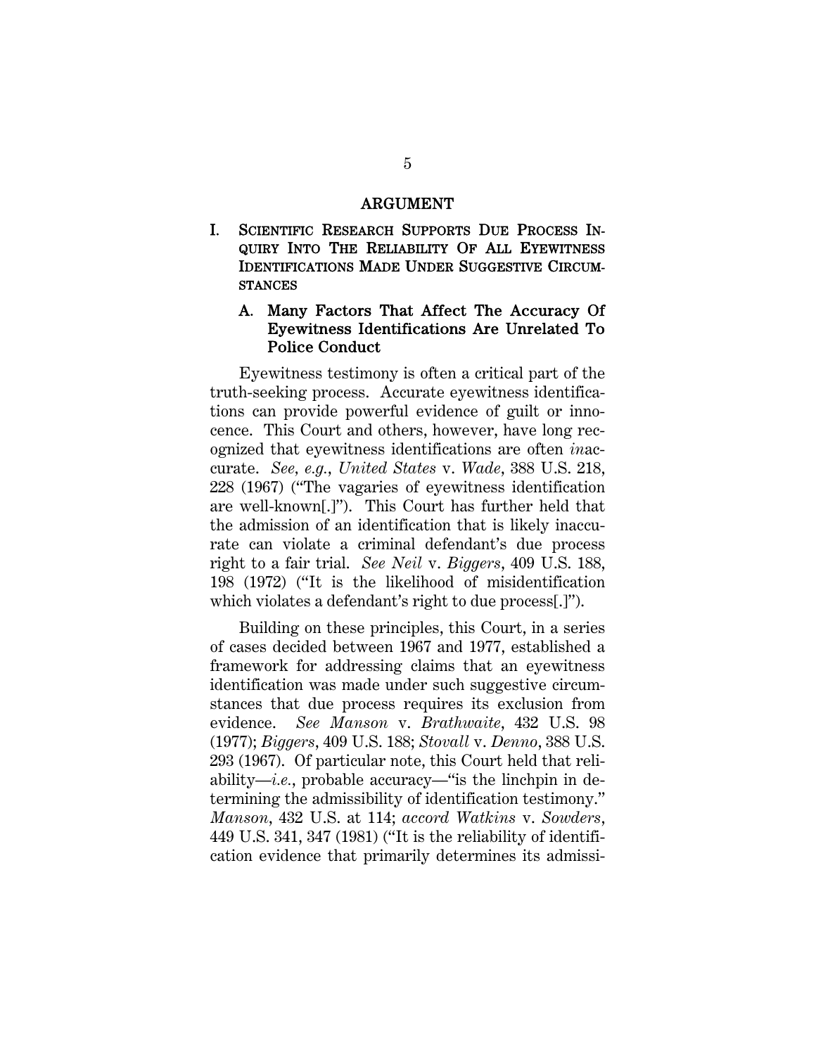# ARGUMENT

## I. SCIENTIFIC RESEARCH SUPPORTS DUE PROCESS INQUIRY INTO THE RELIABILITY OF ALL EYEWITNESS IDENTIFICATIONS MADE UNDER SUGGESTIVE CIRCUMSTANCES

### A. Many Factors That Affect The Accuracy Of Eyewitness Identifications Are Unrelated To Police Conduct

Eyewitness testimony is often a critical part of the truth-seeking process. Accurate eyewitness identifications can provide powerful evidence of guilt or innocence. This Court and others, however, have long recognized that eyewitness identifications are often *in*accurate. *See, e.g.*, *United States* v. *Wade*, 388 U.S. 218, 228 (1967) ("The vagaries of eyewitness identification are well-known[.]"). This Court has further held that the admission of an identification that is likely inaccurate can violate a criminal defendant's due process right to a fair trial. *See Neil* v. *Biggers*, 409 U.S. 188, 198 (1972) ("It is the likelihood of misidentification which violates a defendant's right to due process[.]").

Building on these principles, this Court, in a series of cases decided between 1967 and 1977, established a framework for addressing claims that an eyewitness identification was made under such suggestive circumstances that due process requires its exclusion from evidence. *See Manson* v. *Brathwaite*, 432 U.S. 98 (1977); *Biggers*, 409 U.S. 188; *Stovall* v. *Denno*, 388 U.S. 293 (1967). Of particular note, this Court held that reliability—*i.e.*, probable accuracy—"is the linchpin in determining the admissibility of identification testimony." *Manson*, 432 U.S. at 114; *accord Watkins* v. *Sowders*, 449 U.S. 341, 347 (1981) ("It is the reliability of identification evidence that primarily determines its admissi-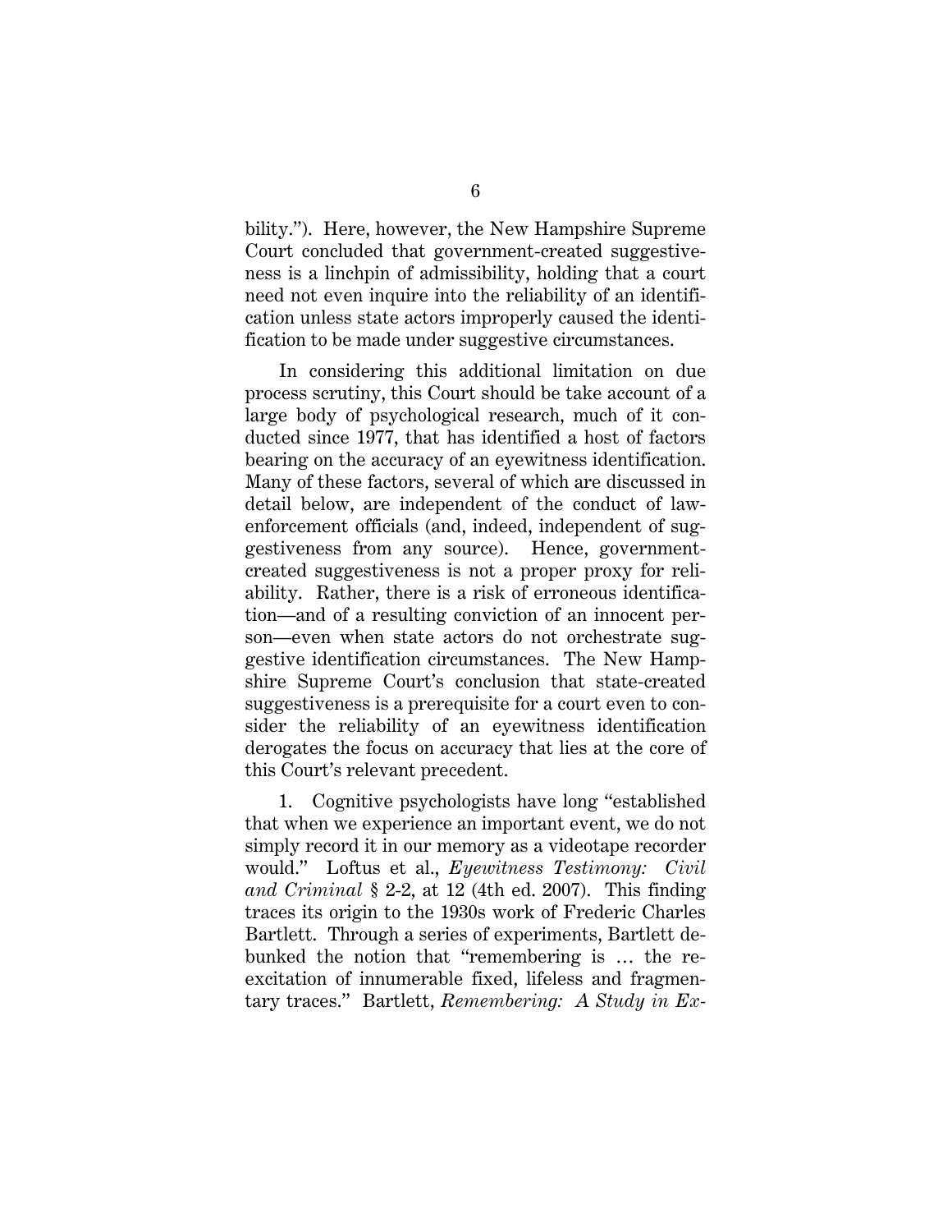bility.”). Here, however, the New Hampshire Supreme Court concluded that government-created suggestiveness is a linchpin of admissibility, holding that a court need not even inquire into the reliability of an identification unless state actors improperly caused the identification to be made under suggestive circumstances.

In considering this additional limitation on due process scrutiny, this Court should be take account of a large body of psychological research, much of it conducted since 1977, that has identified a host of factors bearing on the accuracy of an eyewitness identification. Many of these factors, several of which are discussed in detail below, are independent of the conduct of law-enforcement officials (and, indeed, independent of suggestiveness from any source). Hence, government-created suggestiveness is not a proper proxy for reliability. Rather, there is a risk of erroneous identification—and of a resulting conviction of an innocent person—even when state actors do not orchestrate suggestive identification circumstances. The New Hampshire Supreme Court's conclusion that state-created suggestiveness is a prerequisite for a court even to consider the reliability of an eyewitness identification derogates the focus on accuracy that lies at the core of this Court's relevant precedent.

1. Cognitive psychologists have long “established that when we experience an important event, we do not simply record it in our memory as a videotape recorder would.” Loftus et al., *Eyewitness Testimony: Civil and Criminal* § 2-2, at 12 (4th ed. 2007). This finding traces its origin to the 1930s work of Frederic Charles Bartlett. Through a series of experiments, Bartlett debunked the notion that “remembering is … the re-excitation of innumerable fixed, lifeless and fragmentary traces.” Bartlett, *Remembering: A Study in Ex-*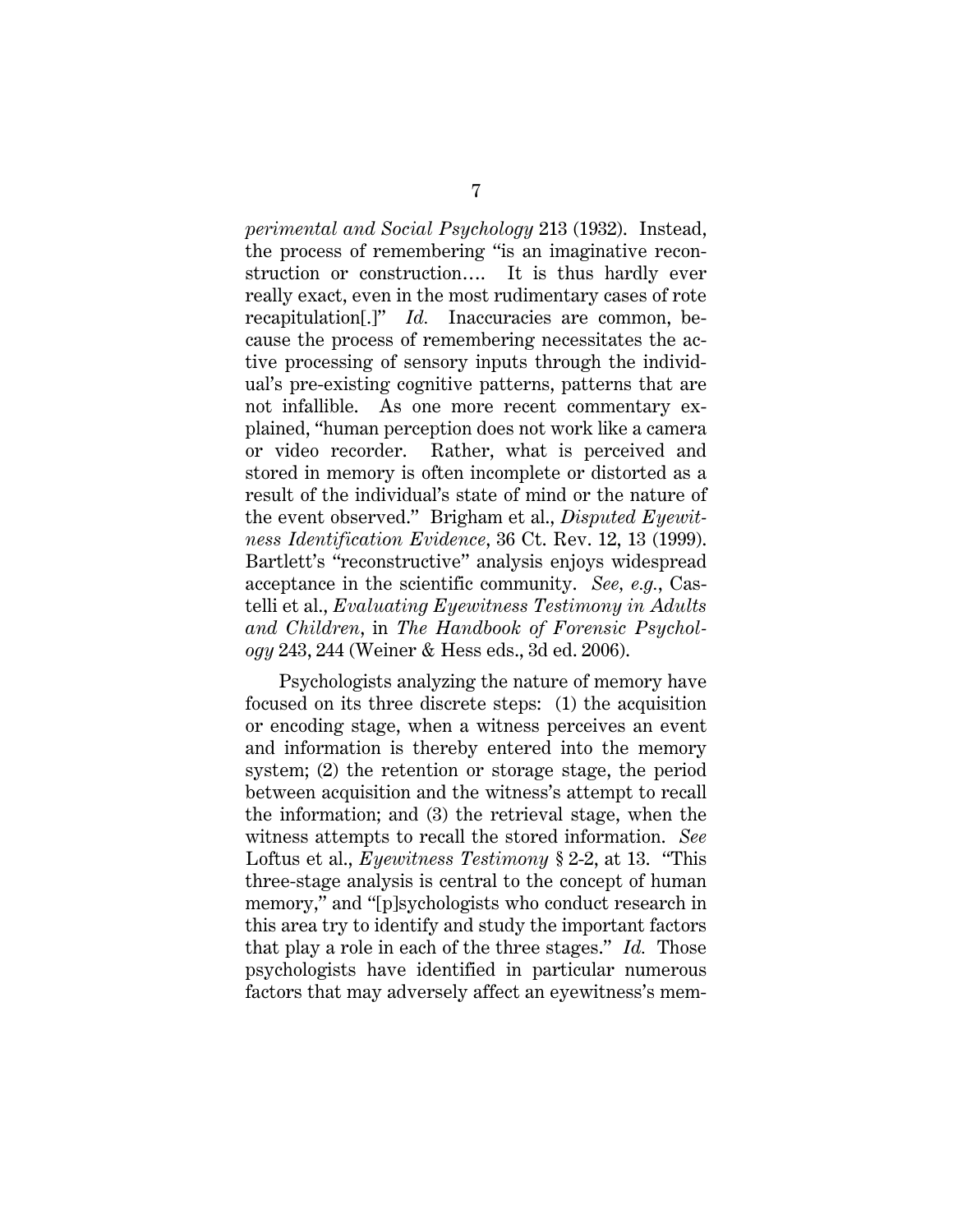*perimental and Social Psychology* 213 (1932). Instead, the process of remembering "is an imaginative reconstruction or construction…. It is thus hardly ever really exact, even in the most rudimentary cases of rote recapitulation[.]" *Id.* Inaccuracies are common, because the process of remembering necessitates the active processing of sensory inputs through the individual's pre-existing cognitive patterns, patterns that are not infallible. As one more recent commentary explained, "human perception does not work like a camera or video recorder. Rather, what is perceived and stored in memory is often incomplete or distorted as a result of the individual's state of mind or the nature of the event observed." Brigham et al., *Disputed Eyewitness Identification Evidence*, 36 Ct. Rev. 12, 13 (1999). Bartlett's "reconstructive" analysis enjoys widespread acceptance in the scientific community. *See, e.g.*, Castelli et al., *Evaluating Eyewitness Testimony in Adults and Children*, in *The Handbook of Forensic Psychology* 243, 244 (Weiner & Hess eds., 3d ed. 2006).

Psychologists analyzing the nature of memory have focused on its three discrete steps: (1) the acquisition or encoding stage, when a witness perceives an event and information is thereby entered into the memory system; (2) the retention or storage stage, the period between acquisition and the witness's attempt to recall the information; and (3) the retrieval stage, when the witness attempts to recall the stored information. *See* Loftus et al., *Eyewitness Testimony* § 2-2, at 13. "This three-stage analysis is central to the concept of human memory," and "[p]sychologists who conduct research in this area try to identify and study the important factors that play a role in each of the three stages." *Id.* Those psychologists have identified in particular numerous factors that may adversely affect an eyewitness's mem-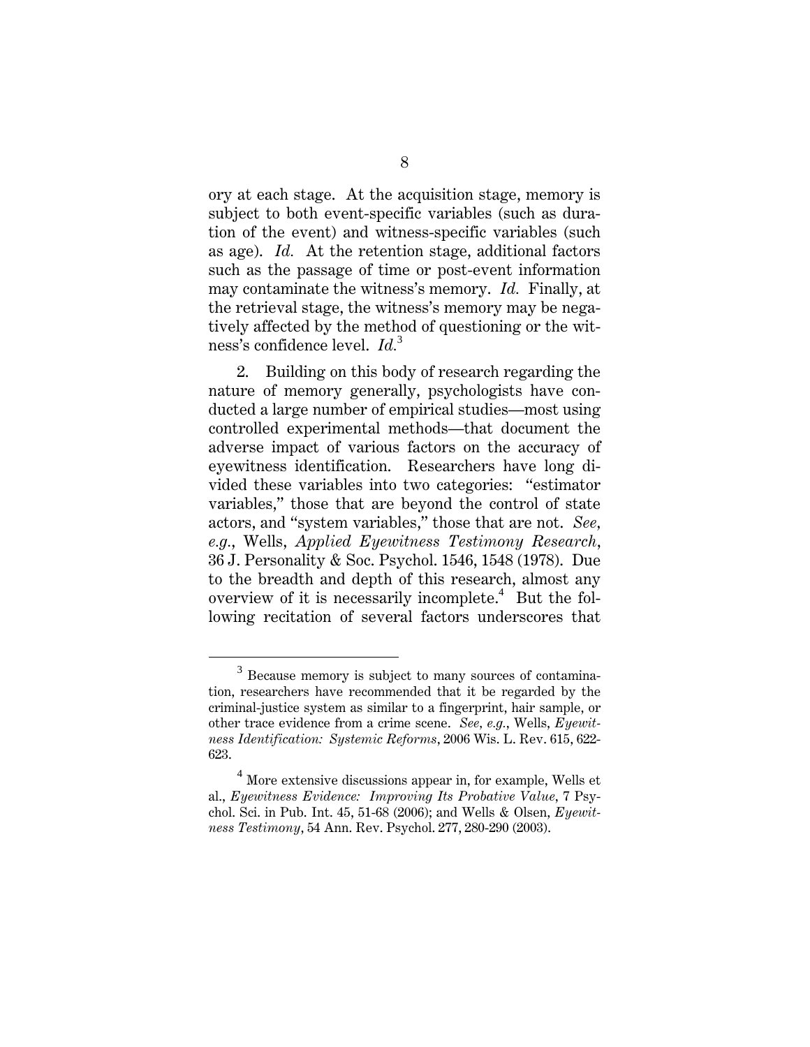ory at each stage. At the acquisition stage, memory is subject to both event-specific variables (such as duration of the event) and witness-specific variables (such as age). *Id.* At the retention stage, additional factors such as the passage of time or post-event information may contaminate the witness's memory. *Id.* Finally, at the retrieval stage, the witness's memory may be negatively affected by the method of questioning or the witness's confidence level. *Id.*[3]

2. Building on this body of research regarding the nature of memory generally, psychologists have conducted a large number of empirical studies—most using controlled experimental methods—that document the adverse impact of various factors on the accuracy of eyewitness identification. Researchers have long divided these variables into two categories: "estimator variables," those that are beyond the control of state actors, and "system variables," those that are not. *See, e.g.*, Wells, *Applied Eyewitness Testimony Research*, 36 J. Personality & Soc. Psychol. 1546, 1548 (1978). Due to the breadth and depth of this research, almost any overview of it is necessarily incomplete.[4] But the following recitation of several factors underscores that

---

[3] Because memory is subject to many sources of contamination, researchers have recommended that it be regarded by the criminal-justice system as similar to a fingerprint, hair sample, or other trace evidence from a crime scene. *See, e.g.*, Wells, *Eyewitness Identification: Systemic Reforms*, 2006 Wis. L. Rev. 615, 622-623.

[4] More extensive discussions appear in, for example, Wells et al., *Eyewitness Evidence: Improving Its Probative Value*, 7 Psychol. Sci. in Pub. Int. 45, 51-68 (2006); and Wells & Olsen, *Eyewitness Testimony*, 54 Ann. Rev. Psychol. 277, 280-290 (2003).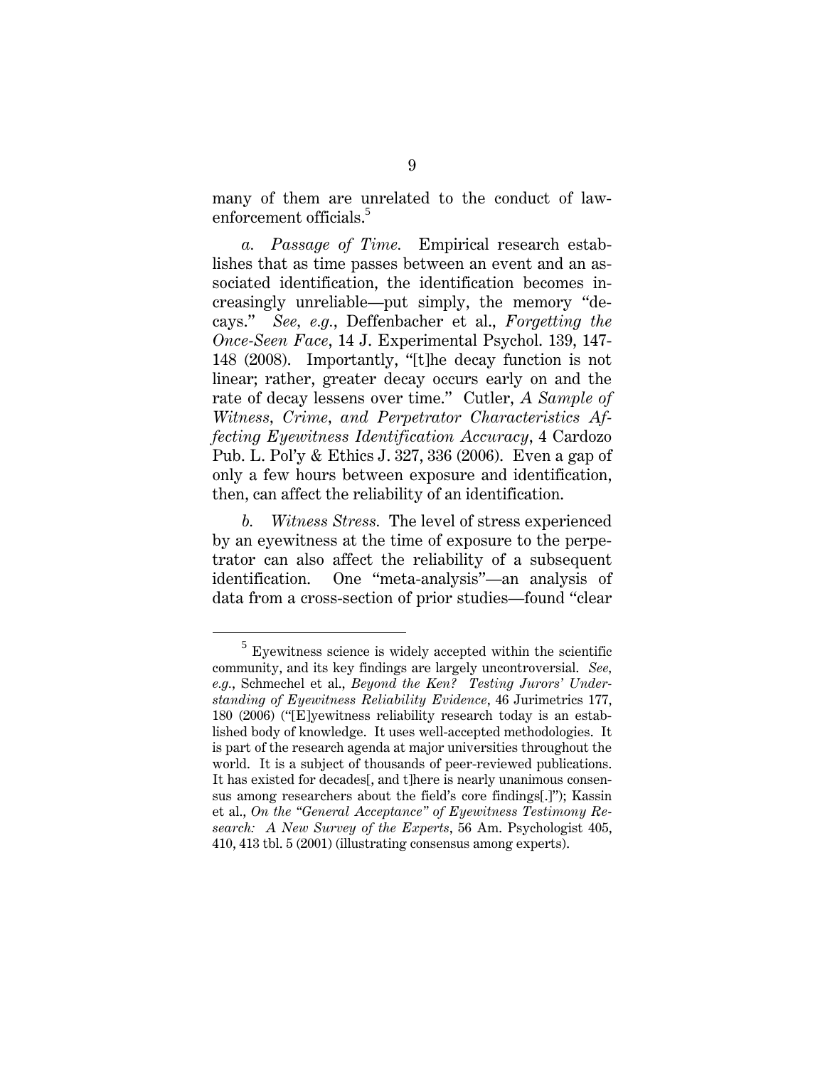many of them are unrelated to the conduct of law-enforcement officials.[5]

*a. Passage of Time.* Empirical research establishes that as time passes between an event and an associated identification, the identification becomes increasingly unreliable—put simply, the memory "decays." *See, e.g.*, Deffenbacher et al., *Forgetting the Once-Seen Face*, 14 J. Experimental Psychol. 139, 147-148 (2008). Importantly, "[t]he decay function is not linear; rather, greater decay occurs early on and the rate of decay lessens over time." Cutler, *A Sample of Witness, Crime, and Perpetrator Characteristics Affecting Eyewitness Identification Accuracy*, 4 Cardozo Pub. L. Pol'y & Ethics J. 327, 336 (2006). Even a gap of only a few hours between exposure and identification, then, can affect the reliability of an identification.

*b. Witness Stress.* The level of stress experienced by an eyewitness at the time of exposure to the perpetrator can also affect the reliability of a subsequent identification. One "meta-analysis"—an analysis of data from a cross-section of prior studies—found "clear

---

[5] Eyewitness science is widely accepted within the scientific community, and its key findings are largely uncontroversial. *See, e.g.*, Schmechel et al., *Beyond the Ken? Testing Jurors' Understanding of Eyewitness Reliability Evidence*, 46 Jurimetrics 177, 180 (2006) ("[E]yewitness reliability research today is an established body of knowledge. It uses well-accepted methodologies. It is part of the research agenda at major universities throughout the world. It is a subject of thousands of peer-reviewed publications. It has existed for decades[, and t]here is nearly unanimous consensus among researchers about the field's core findings[.]"); Kassin et al., *On the "General Acceptance" of Eyewitness Testimony Research: A New Survey of the Experts*, 56 Am. Psychologist 405, 410, 413 tbl. 5 (2001) (illustrating consensus among experts).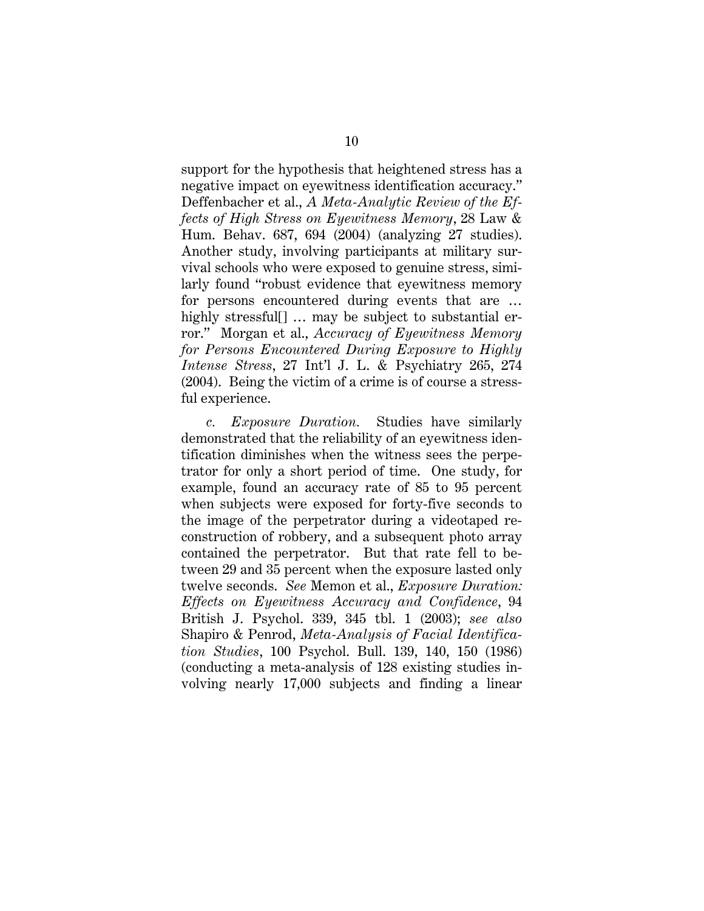support for the hypothesis that heightened stress has a negative impact on eyewitness identification accuracy." Deffenbacher et al., *A Meta-Analytic Review of the Effects of High Stress on Eyewitness Memory*, 28 Law & Hum. Behav. 687, 694 (2004) (analyzing 27 studies). Another study, involving participants at military survival schools who were exposed to genuine stress, similarly found "robust evidence that eyewitness memory for persons encountered during events that are … highly stressful[] … may be subject to substantial error." Morgan et al., *Accuracy of Eyewitness Memory for Persons Encountered During Exposure to Highly Intense Stress*, 27 Int'l J. L. & Psychiatry 265, 274 (2004). Being the victim of a crime is of course a stressful experience.

*c. Exposure Duration.* Studies have similarly demonstrated that the reliability of an eyewitness identification diminishes when the witness sees the perpetrator for only a short period of time. One study, for example, found an accuracy rate of 85 to 95 percent when subjects were exposed for forty-five seconds to the image of the perpetrator during a videotaped reconstruction of robbery, and a subsequent photo array contained the perpetrator. But that rate fell to between 29 and 35 percent when the exposure lasted only twelve seconds. *See* Memon et al., *Exposure Duration: Effects on Eyewitness Accuracy and Confidence*, 94 British J. Psychol. 339, 345 tbl. 1 (2003); *see also* Shapiro & Penrod, *Meta-Analysis of Facial Identification Studies*, 100 Psychol. Bull. 139, 140, 150 (1986) (conducting a meta-analysis of 128 existing studies involving nearly 17,000 subjects and finding a linear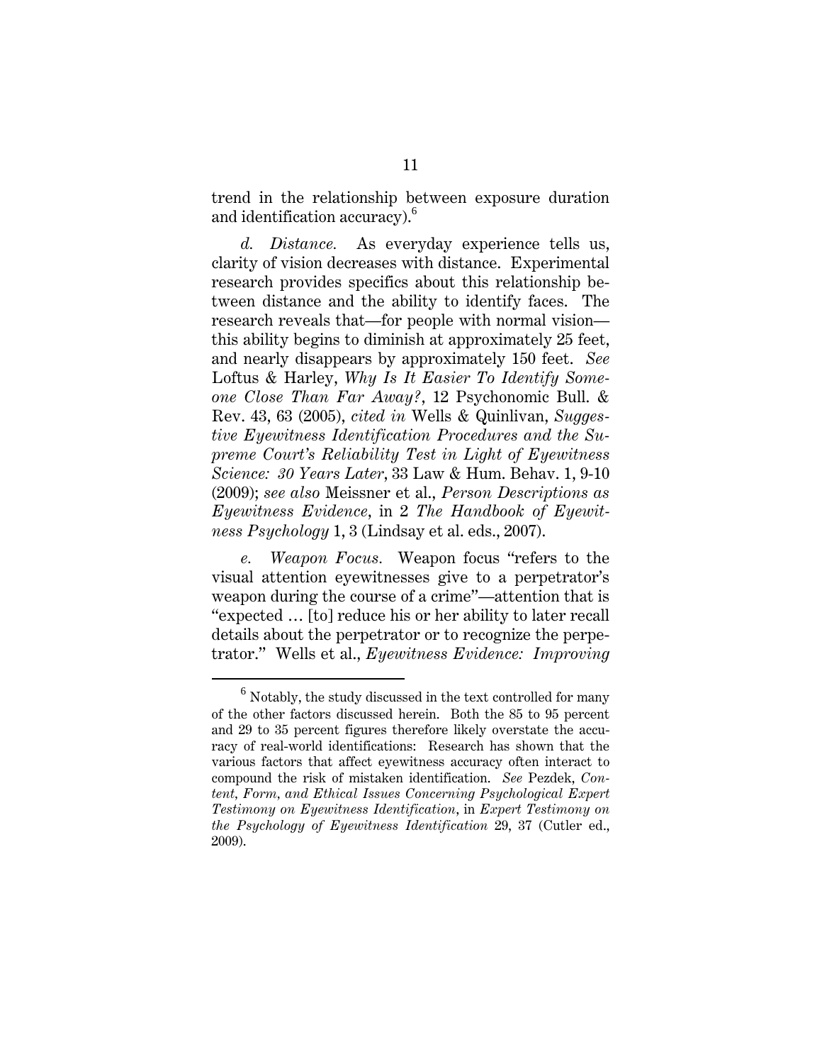trend in the relationship between exposure duration and identification accuracy).[6]

*d. Distance.* As everyday experience tells us, clarity of vision decreases with distance. Experimental research provides specifics about this relationship between distance and the ability to identify faces. The research reveals that—for people with normal vision—this ability begins to diminish at approximately 25 feet, and nearly disappears by approximately 150 feet. *See* Loftus & Harley, *Why Is It Easier To Identify Someone Close Than Far Away?*, 12 Psychonomic Bull. & Rev. 43, 63 (2005), *cited in* Wells & Quinlivan, *Suggestive Eyewitness Identification Procedures and the Supreme Court's Reliability Test in Light of Eyewitness Science: 30 Years Later*, 33 Law & Hum. Behav. 1, 9-10 (2009); *see also* Meissner et al., *Person Descriptions as Eyewitness Evidence*, in 2 *The Handbook of Eyewitness Psychology* 1, 3 (Lindsay et al. eds., 2007).

*e. Weapon Focus.* Weapon focus "refers to the visual attention eyewitnesses give to a perpetrator's weapon during the course of a crime"—attention that is "expected … [to] reduce his or her ability to later recall details about the perpetrator or to recognize the perpetrator." Wells et al., *Eyewitness Evidence: Improving*

---

[6] Notably, the study discussed in the text controlled for many of the other factors discussed herein. Both the 85 to 95 percent and 29 to 35 percent figures therefore likely overstate the accuracy of real-world identifications: Research has shown that the various factors that affect eyewitness accuracy often interact to compound the risk of mistaken identification. *See* Pezdek, *Content, Form, and Ethical Issues Concerning Psychological Expert Testimony on Eyewitness Identification*, in *Expert Testimony on the Psychology of Eyewitness Identification* 29, 37 (Cutler ed., 2009).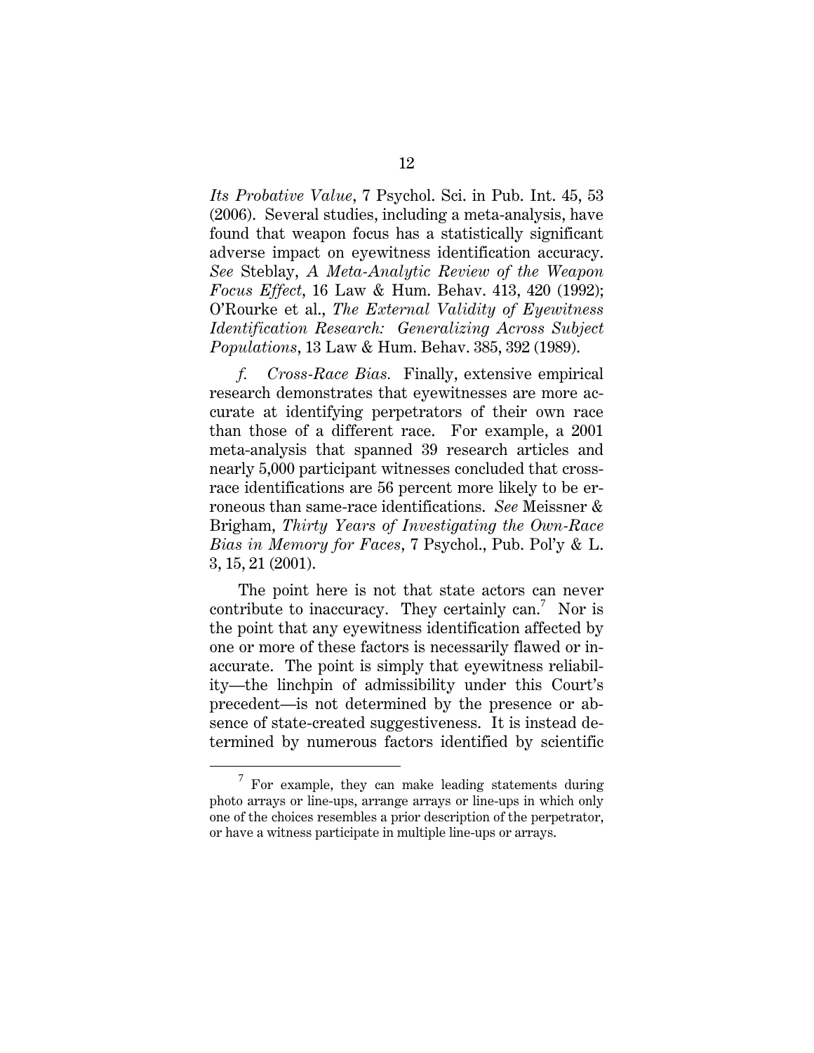*Its Probative Value*, 7 Psychol. Sci. in Pub. Int. 45, 53 (2006). Several studies, including a meta-analysis, have found that weapon focus has a statistically significant adverse impact on eyewitness identification accuracy. *See* Steblay, *A Meta-Analytic Review of the Weapon Focus Effect*, 16 Law & Hum. Behav. 413, 420 (1992); O'Rourke et al., *The External Validity of Eyewitness Identification Research: Generalizing Across Subject Populations*, 13 Law & Hum. Behav. 385, 392 (1989).

*f. Cross-Race Bias.* Finally, extensive empirical research demonstrates that eyewitnesses are more accurate at identifying perpetrators of their own race than those of a different race. For example, a 2001 meta-analysis that spanned 39 research articles and nearly 5,000 participant witnesses concluded that cross-race identifications are 56 percent more likely to be erroneous than same-race identifications. *See* Meissner & Brigham, *Thirty Years of Investigating the Own-Race Bias in Memory for Faces*, 7 Psychol., Pub. Pol'y & L. 3, 15, 21 (2001).

The point here is not that state actors can never contribute to inaccuracy. They certainly can.[7] Nor is the point that any eyewitness identification affected by one or more of these factors is necessarily flawed or inaccurate. The point is simply that eyewitness reliability—the linchpin of admissibility under this Court's precedent—is not determined by the presence or absence of state-created suggestiveness. It is instead determined by numerous factors identified by scientific

---

[7] For example, they can make leading statements during photo arrays or line-ups, arrange arrays or line-ups in which only one of the choices resembles a prior description of the perpetrator, or have a witness participate in multiple line-ups or arrays.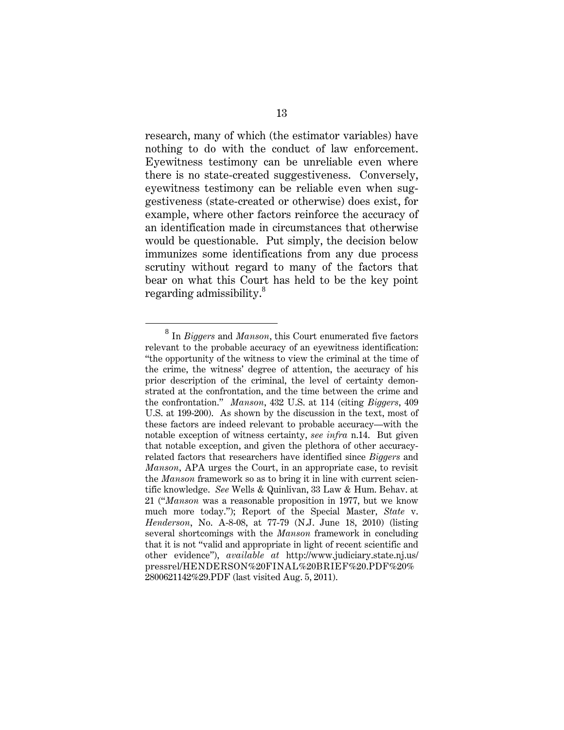research, many of which (the estimator variables) have nothing to do with the conduct of law enforcement. Eyewitness testimony can be unreliable even where there is no state-created suggestiveness. Conversely, eyewitness testimony can be reliable even when suggestiveness (state-created or otherwise) does exist, for example, where other factors reinforce the accuracy of an identification made in circumstances that otherwise would be questionable. Put simply, the decision below immunizes some identifications from any due process scrutiny without regard to many of the factors that bear on what this Court has held to be the key point regarding admissibility.[8]

---

[8] In *Biggers* and *Manson*, this Court enumerated five factors relevant to the probable accuracy of an eyewitness identification: "the opportunity of the witness to view the criminal at the time of the crime, the witness' degree of attention, the accuracy of his prior description of the criminal, the level of certainty demonstrated at the confrontation, and the time between the crime and the confrontation." *Manson*, 432 U.S. at 114 (citing *Biggers*, 409 U.S. at 199-200). As shown by the discussion in the text, most of these factors are indeed relevant to probable accuracy—with the notable exception of witness certainty, *see infra* n.14. But given that notable exception, and given the plethora of other accuracy-related factors that researchers have identified since *Biggers* and *Manson*, APA urges the Court, in an appropriate case, to revisit the *Manson* framework so as to bring it in line with current scientific knowledge. *See* Wells & Quinlivan, 33 Law & Hum. Behav. at 21 ("*Manson* was a reasonable proposition in 1977, but we know much more today."); Report of the Special Master, *State* v. *Henderson*, No. A-8-08, at 77-79 (N.J. June 18, 2010) (listing several shortcomings with the *Manson* framework in concluding that it is not "valid and appropriate in light of recent scientific and other evidence"), *available at* http://www.judiciary.state.nj.us/pressrel/HENDERSON%20FINAL%20BRIEF%20.PDF%20%2800621142%29.PDF (last visited Aug. 5, 2011).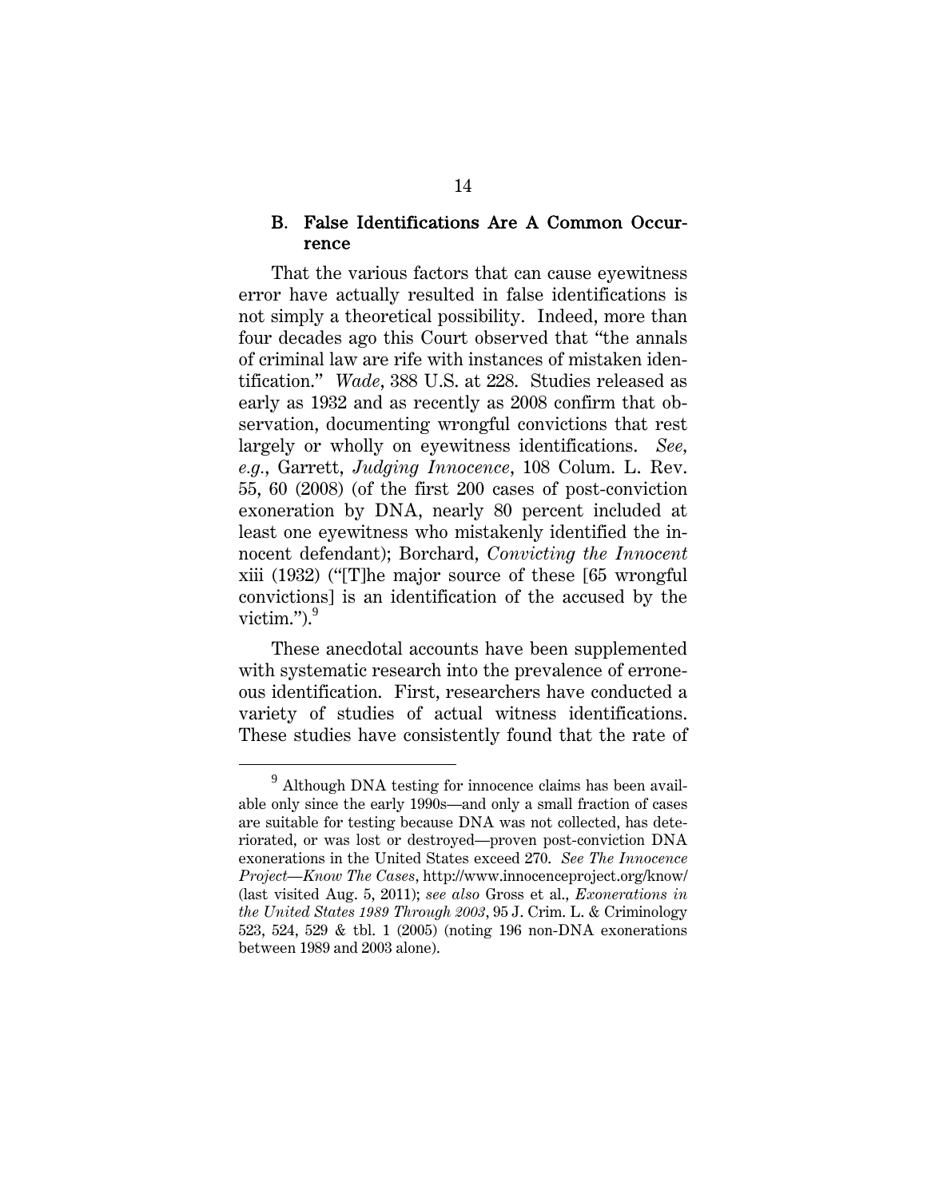### B. False Identifications Are A Common Occurrence

That the various factors that can cause eyewitness error have actually resulted in false identifications is not simply a theoretical possibility. Indeed, more than four decades ago this Court observed that "the annals of criminal law are rife with instances of mistaken identification." *Wade*, 388 U.S. at 228. Studies released as early as 1932 and as recently as 2008 confirm that observation, documenting wrongful convictions that rest largely or wholly on eyewitness identifications. *See, e.g.*, Garrett, *Judging Innocence*, 108 Colum. L. Rev. 55, 60 (2008) (of the first 200 cases of post-conviction exoneration by DNA, nearly 80 percent included at least one eyewitness who mistakenly identified the innocent defendant); Borchard, *Convicting the Innocent* xiii (1932) ("[T]he major source of these [65 wrongful convictions] is an identification of the accused by the victim.").[9]

These anecdotal accounts have been supplemented with systematic research into the prevalence of erroneous identification. First, researchers have conducted a variety of studies of actual witness identifications. These studies have consistently found that the rate of

---

[9] Although DNA testing for innocence claims has been available only since the early 1990s—and only a small fraction of cases are suitable for testing because DNA was not collected, has deteriorated, or was lost or destroyed—proven post-conviction DNA exonerations in the United States exceed 270. *See The Innocence Project—Know The Cases*, http://www.innocenceproject.org/know/ (last visited Aug. 5, 2011); *see also* Gross et al., *Exonerations in the United States 1989 Through 2003*, 95 J. Crim. L. & Criminology 523, 524, 529 & tbl. 1 (2005) (noting 196 non-DNA exonerations between 1989 and 2003 alone).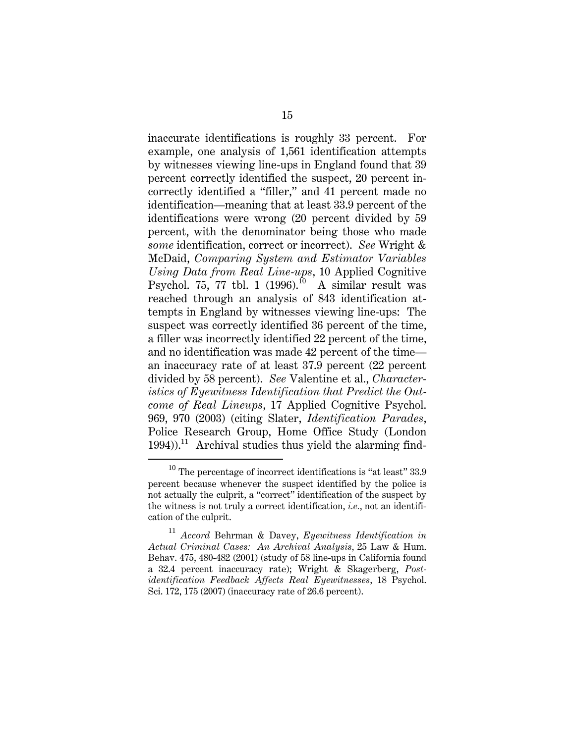inaccurate identifications is roughly 33 percent. For example, one analysis of 1,561 identification attempts by witnesses viewing line-ups in England found that 39 percent correctly identified the suspect, 20 percent incorrectly identified a "filler," and 41 percent made no identification—meaning that at least 33.9 percent of the identifications were wrong (20 percent divided by 59 percent, with the denominator being those who made *some* identification, correct or incorrect). *See* Wright & McDaid, *Comparing System and Estimator Variables Using Data from Real Line-ups*, 10 Applied Cognitive Psychol. 75, 77 tbl. 1 (1996).[10] A similar result was reached through an analysis of 843 identification attempts in England by witnesses viewing line-ups: The suspect was correctly identified 36 percent of the time, a filler was incorrectly identified 22 percent of the time, and no identification was made 42 percent of the time—an inaccuracy rate of at least 37.9 percent (22 percent divided by 58 percent). *See* Valentine et al., *Characteristics of Eyewitness Identification that Predict the Outcome of Real Lineups*, 17 Applied Cognitive Psychol. 969, 970 (2003) (citing Slater, *Identification Parades*, Police Research Group, Home Office Study (London 1994)).[11] Archival studies thus yield the alarming find-

[10] The percentage of incorrect identifications is "at least" 33.9 percent because whenever the suspect identified by the police is not actually the culprit, a "correct" identification of the suspect by the witness is not truly a correct identification, *i.e.*, not an identification of the culprit.

[11] *Accord* Behrman & Davey, *Eyewitness Identification in Actual Criminal Cases: An Archival Analysis*, 25 Law & Hum. Behav. 475, 480-482 (2001) (study of 58 line-ups in California found a 32.4 percent inaccuracy rate); Wright & Skagerberg, *Post-identification Feedback Affects Real Eyewitnesses*, 18 Psychol. Sci. 172, 175 (2007) (inaccuracy rate of 26.6 percent).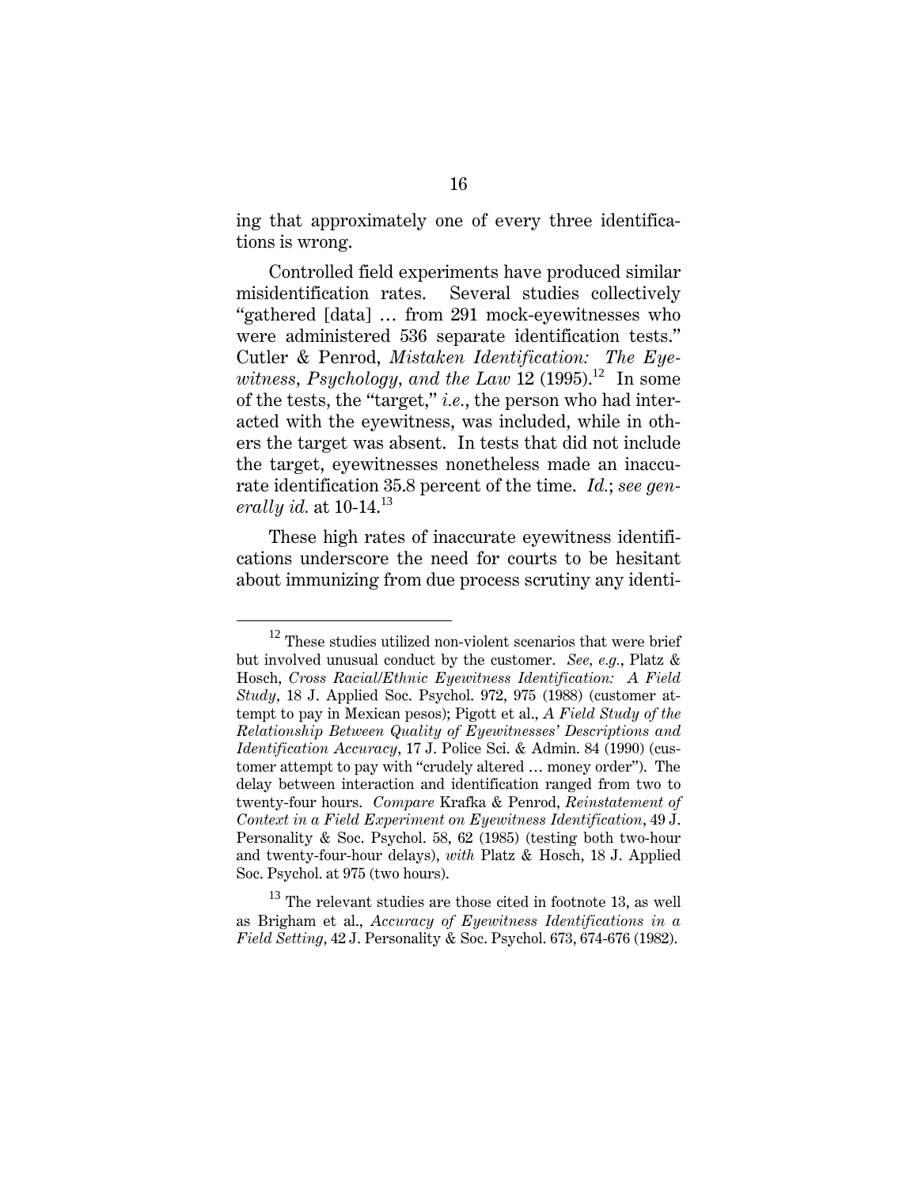ing that approximately one of every three identifications is wrong.

Controlled field experiments have produced similar misidentification rates. Several studies collectively "gathered [data] … from 291 mock-eyewitnesses who were administered 536 separate identification tests." Cutler & Penrod, *Mistaken Identification: The Eyewitness, Psychology, and the Law* 12 (1995).[12] In some of the tests, the "target," *i.e.*, the person who had interacted with the eyewitness, was included, while in others the target was absent. In tests that did not include the target, eyewitnesses nonetheless made an inaccurate identification 35.8 percent of the time. *Id.*; *see generally id.* at 10-14.[13]

These high rates of inaccurate eyewitness identifications underscore the need for courts to be hesitant about immunizing from due process scrutiny any identi-

---

[12] These studies utilized non-violent scenarios that were brief but involved unusual conduct by the customer. *See, e.g.*, Platz & Hosch, *Cross Racial/Ethnic Eyewitness Identification: A Field Study*, 18 J. Applied Soc. Psychol. 972, 975 (1988) (customer attempt to pay in Mexican pesos); Pigott et al., *A Field Study of the Relationship Between Quality of Eyewitnesses' Descriptions and Identification Accuracy*, 17 J. Police Sci. & Admin. 84 (1990) (customer attempt to pay with "crudely altered … money order"). The delay between interaction and identification ranged from two to twenty-four hours. *Compare* Krafka & Penrod, *Reinstatement of Context in a Field Experiment on Eyewitness Identification*, 49 J. Personality & Soc. Psychol. 58, 62 (1985) (testing both two-hour and twenty-four-hour delays), *with* Platz & Hosch, 18 J. Applied Soc. Psychol. at 975 (two hours).

[13] The relevant studies are those cited in footnote 13, as well as Brigham et al., *Accuracy of Eyewitness Identifications in a Field Setting*, 42 J. Personality & Soc. Psychol. 673, 674-676 (1982).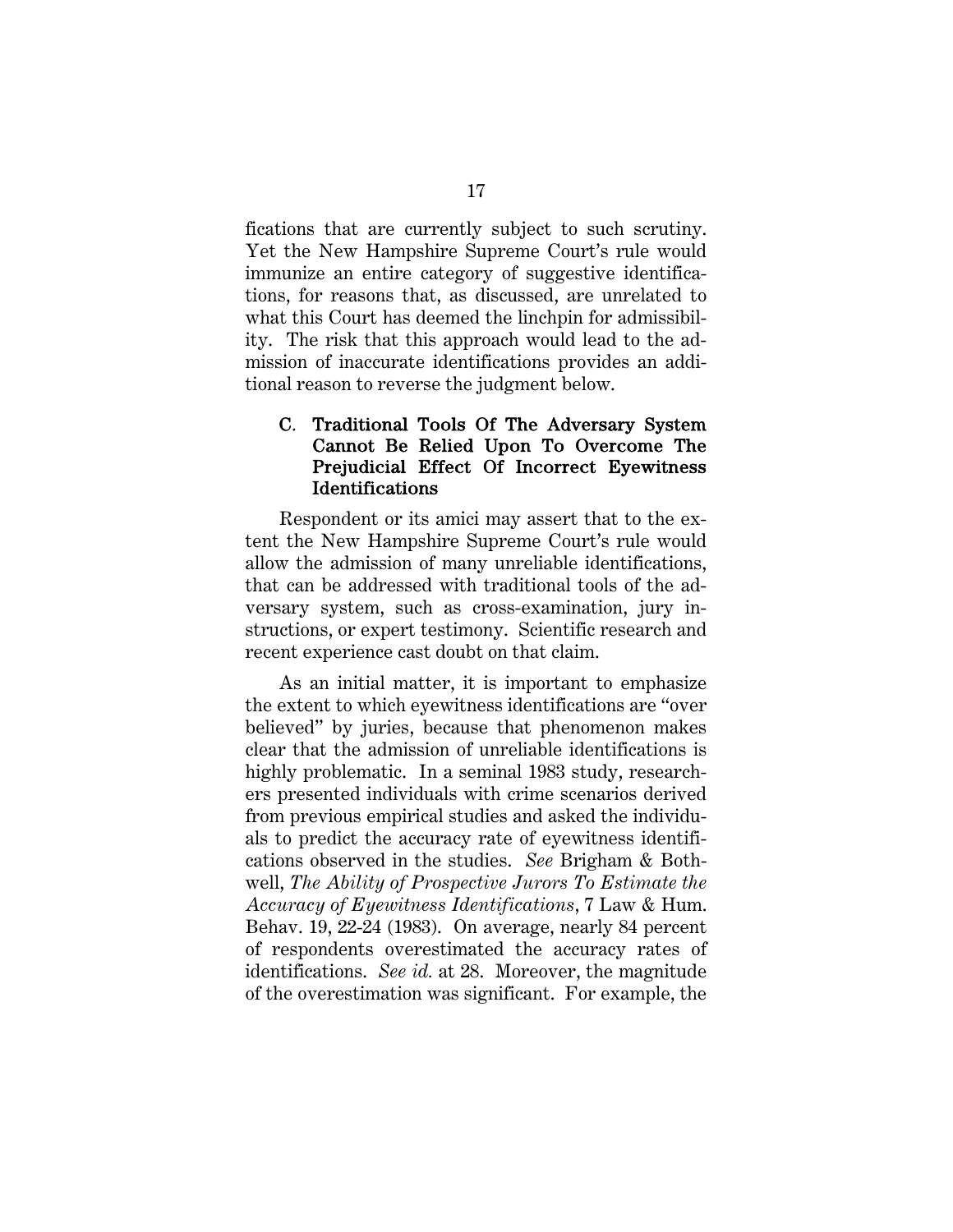fications that are currently subject to such scrutiny. Yet the New Hampshire Supreme Court's rule would immunize an entire category of suggestive identifications, for reasons that, as discussed, are unrelated to what this Court has deemed the linchpin for admissibility. The risk that this approach would lead to the admission of inaccurate identifications provides an additional reason to reverse the judgment below.

### C. Traditional Tools Of The Adversary System Cannot Be Relied Upon To Overcome The Prejudicial Effect Of Incorrect Eyewitness Identifications

Respondent or its amici may assert that to the extent the New Hampshire Supreme Court's rule would allow the admission of many unreliable identifications, that can be addressed with traditional tools of the adversary system, such as cross-examination, jury instructions, or expert testimony. Scientific research and recent experience cast doubt on that claim.

As an initial matter, it is important to emphasize the extent to which eyewitness identifications are "over believed" by juries, because that phenomenon makes clear that the admission of unreliable identifications is highly problematic. In a seminal 1983 study, researchers presented individuals with crime scenarios derived from previous empirical studies and asked the individuals to predict the accuracy rate of eyewitness identifications observed in the studies. *See* Brigham & Bothwell, *The Ability of Prospective Jurors To Estimate the Accuracy of Eyewitness Identifications*, 7 Law & Hum. Behav. 19, 22-24 (1983). On average, nearly 84 percent of respondents overestimated the accuracy rates of identifications. *See id.* at 28. Moreover, the magnitude of the overestimation was significant. For example, the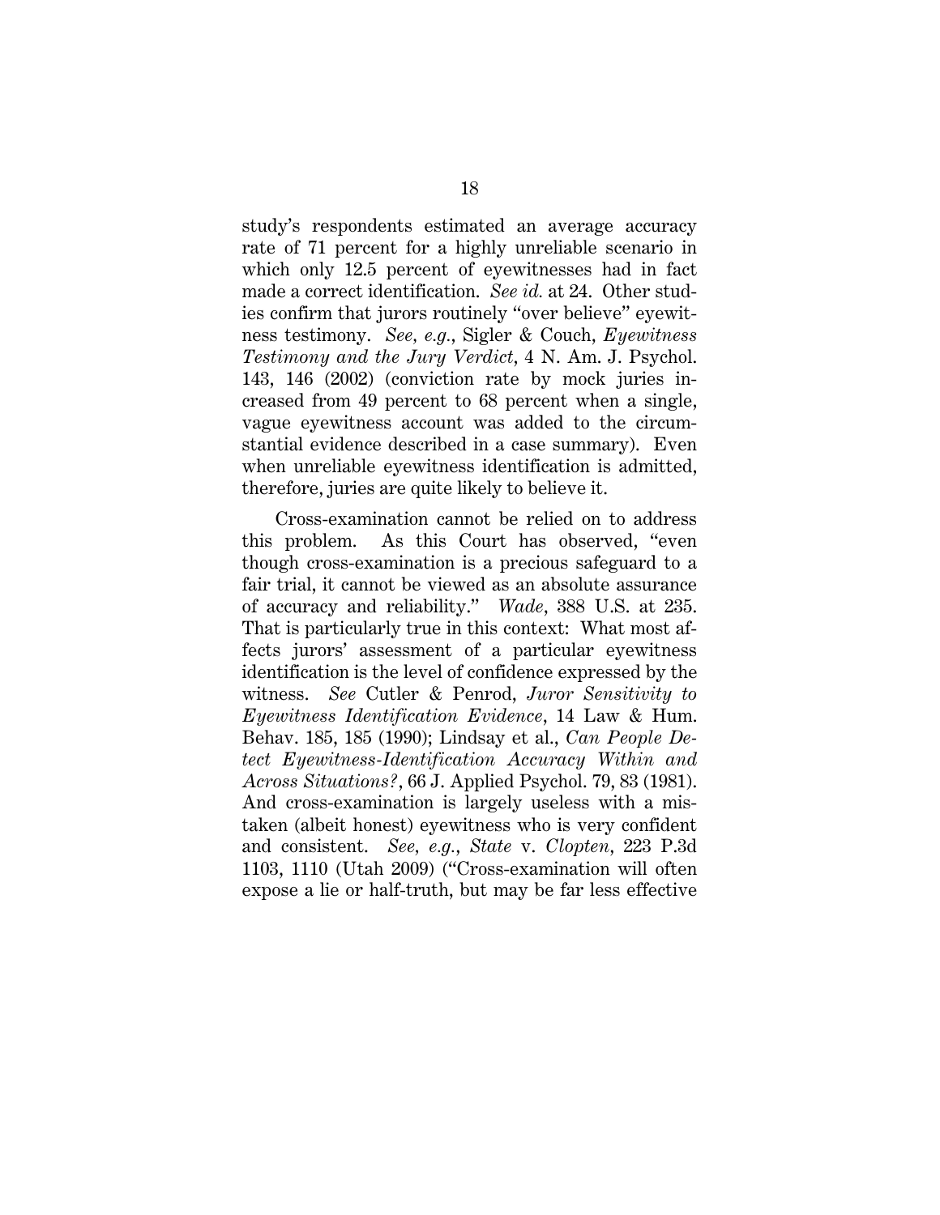study's respondents estimated an average accuracy rate of 71 percent for a highly unreliable scenario in which only 12.5 percent of eyewitnesses had in fact made a correct identification. *See id.* at 24. Other studies confirm that jurors routinely "over believe" eyewitness testimony. *See, e.g.*, Sigler & Couch, *Eyewitness Testimony and the Jury Verdict*, 4 N. Am. J. Psychol. 143, 146 (2002) (conviction rate by mock juries increased from 49 percent to 68 percent when a single, vague eyewitness account was added to the circumstantial evidence described in a case summary). Even when unreliable eyewitness identification is admitted, therefore, juries are quite likely to believe it.

Cross-examination cannot be relied on to address this problem. As this Court has observed, "even though cross-examination is a precious safeguard to a fair trial, it cannot be viewed as an absolute assurance of accuracy and reliability." *Wade*, 388 U.S. at 235. That is particularly true in this context: What most affects jurors' assessment of a particular eyewitness identification is the level of confidence expressed by the witness. *See* Cutler & Penrod, *Juror Sensitivity to Eyewitness Identification Evidence*, 14 Law & Hum. Behav. 185, 185 (1990); Lindsay et al., *Can People Detect Eyewitness-Identification Accuracy Within and Across Situations?*, 66 J. Applied Psychol. 79, 83 (1981). And cross-examination is largely useless with a mistaken (albeit honest) eyewitness who is very confident and consistent. *See, e.g.*, *State* v. *Clopten*, 223 P.3d 1103, 1110 (Utah 2009) ("Cross-examination will often expose a lie or half-truth, but may be far less effective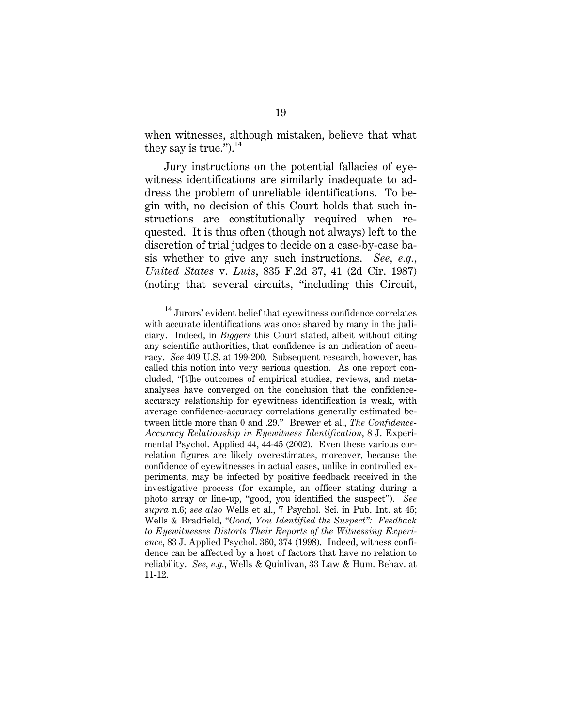when witnesses, although mistaken, believe that what they say is true.").[14]

Jury instructions on the potential fallacies of eyewitness identifications are similarly inadequate to address the problem of unreliable identifications. To begin with, no decision of this Court holds that such instructions are constitutionally required when requested. It is thus often (though not always) left to the discretion of trial judges to decide on a case-by-case basis whether to give any such instructions. *See, e.g.*, *United States* v. *Luis*, 835 F.2d 37, 41 (2d Cir. 1987) (noting that several circuits, "including this Circuit,

---

[14] Jurors' evident belief that eyewitness confidence correlates with accurate identifications was once shared by many in the judiciary. Indeed, in *Biggers* this Court stated, albeit without citing any scientific authorities, that confidence is an indication of accuracy. *See* 409 U.S. at 199-200. Subsequent research, however, has called this notion into very serious question. As one report concluded, "[t]he outcomes of empirical studies, reviews, and meta-analyses have converged on the conclusion that the confidence-accuracy relationship for eyewitness identification is weak, with average confidence-accuracy correlations generally estimated between little more than 0 and .29." Brewer et al., *The Confidence-Accuracy Relationship in Eyewitness Identification*, 8 J. Experimental Psychol. Applied 44, 44-45 (2002). Even these various correlation figures are likely overestimates, moreover, because the confidence of eyewitnesses in actual cases, unlike in controlled experiments, may be infected by positive feedback received in the investigative process (for example, an officer stating during a photo array or line-up, "good, you identified the suspect"). *See supra* n.6; *see also* Wells et al., 7 Psychol. Sci. in Pub. Int. at 45; Wells & Bradfield, *"Good, You Identified the Suspect": Feedback to Eyewitnesses Distorts Their Reports of the Witnessing Experience*, 83 J. Applied Psychol. 360, 374 (1998). Indeed, witness confidence can be affected by a host of factors that have no relation to reliability. *See, e.g.*, Wells & Quinlivan, 33 Law & Hum. Behav. at 11-12.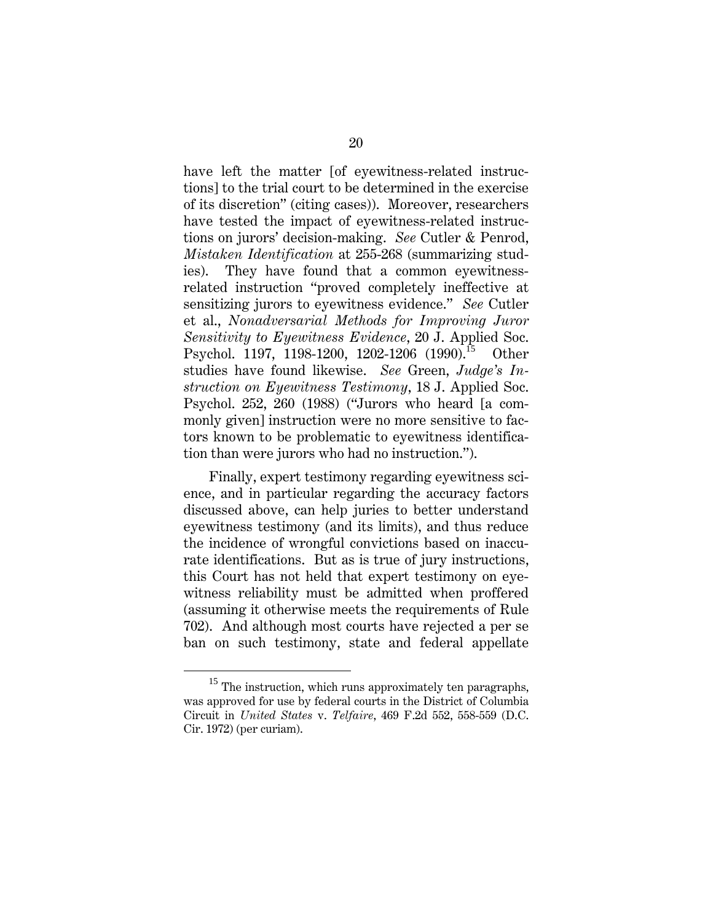have left the matter [of eyewitness-related instructions] to the trial court to be determined in the exercise of its discretion" (citing cases)). Moreover, researchers have tested the impact of eyewitness-related instructions on jurors' decision-making. *See* Cutler & Penrod, *Mistaken Identification* at 255-268 (summarizing studies). They have found that a common eyewitness-related instruction "proved completely ineffective at sensitizing jurors to eyewitness evidence." *See* Cutler et al., *Nonadversarial Methods for Improving Juror Sensitivity to Eyewitness Evidence*, 20 J. Applied Soc. Psychol. 1197, 1198-1200, 1202-1206 (1990).[15] Other studies have found likewise. *See* Green, *Judge's Instruction on Eyewitness Testimony*, 18 J. Applied Soc. Psychol. 252, 260 (1988) ("Jurors who heard [a commonly given] instruction were no more sensitive to factors known to be problematic to eyewitness identification than were jurors who had no instruction.").

Finally, expert testimony regarding eyewitness science, and in particular regarding the accuracy factors discussed above, can help juries to better understand eyewitness testimony (and its limits), and thus reduce the incidence of wrongful convictions based on inaccurate identifications. But as is true of jury instructions, this Court has not held that expert testimony on eyewitness reliability must be admitted when proffered (assuming it otherwise meets the requirements of Rule 702). And although most courts have rejected a per se ban on such testimony, state and federal appellate

---

[15] The instruction, which runs approximately ten paragraphs, was approved for use by federal courts in the District of Columbia Circuit in *United States* v. *Telfaire*, 469 F.2d 552, 558-559 (D.C. Cir. 1972) (per curiam).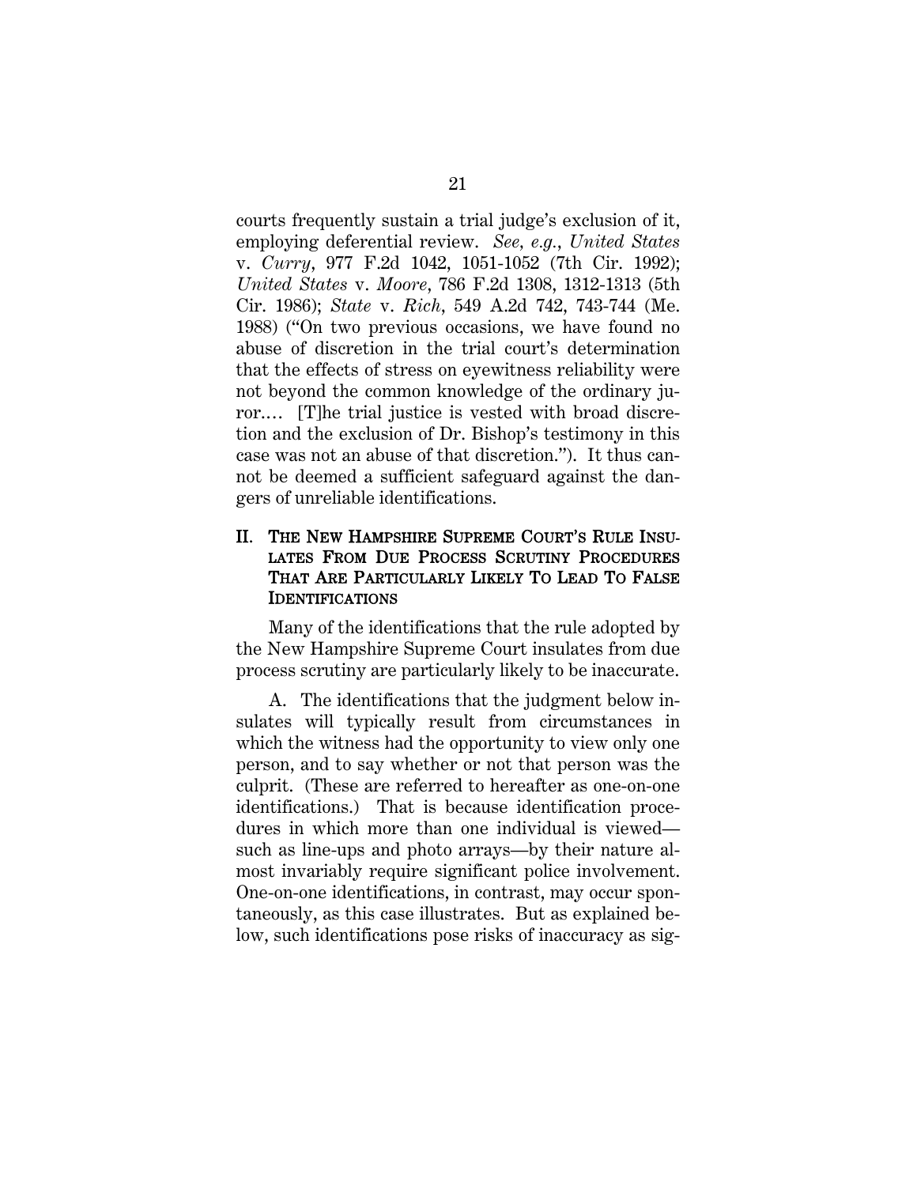courts frequently sustain a trial judge's exclusion of it, employing deferential review. *See, e.g.*, *United States* v. *Curry*, 977 F.2d 1042, 1051-1052 (7th Cir. 1992); *United States* v. *Moore*, 786 F.2d 1308, 1312-1313 (5th Cir. 1986); *State* v. *Rich*, 549 A.2d 742, 743-744 (Me. 1988) ("On two previous occasions, we have found no abuse of discretion in the trial court's determination that the effects of stress on eyewitness reliability were not beyond the common knowledge of the ordinary juror.… [T]he trial justice is vested with broad discretion and the exclusion of Dr. Bishop's testimony in this case was not an abuse of that discretion."). It thus cannot be deemed a sufficient safeguard against the dangers of unreliable identifications.

## II. THE NEW HAMPSHIRE SUPREME COURT'S RULE INSULATES FROM DUE PROCESS SCRUTINY PROCEDURES THAT ARE PARTICULARLY LIKELY TO LEAD TO FALSE IDENTIFICATIONS

Many of the identifications that the rule adopted by the New Hampshire Supreme Court insulates from due process scrutiny are particularly likely to be inaccurate.

A. The identifications that the judgment below insulates will typically result from circumstances in which the witness had the opportunity to view only one person, and to say whether or not that person was the culprit. (These are referred to hereafter as one-on-one identifications.) That is because identification procedures in which more than one individual is viewed—such as line-ups and photo arrays—by their nature almost invariably require significant police involvement. One-on-one identifications, in contrast, may occur spontaneously, as this case illustrates. But as explained below, such identifications pose risks of inaccuracy as sig-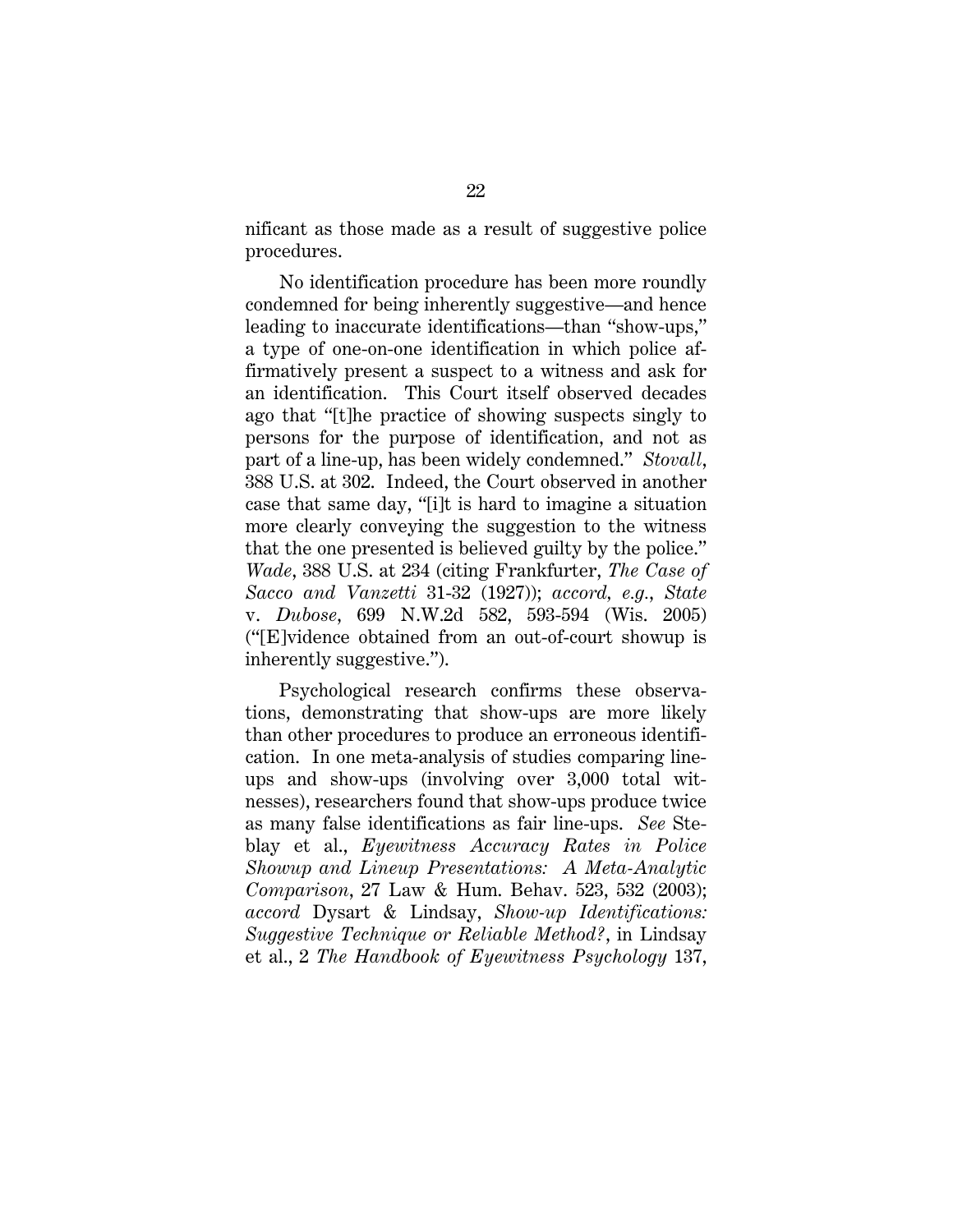nificant as those made as a result of suggestive police procedures.

No identification procedure has been more roundly condemned for being inherently suggestive—and hence leading to inaccurate identifications—than "show-ups," a type of one-on-one identification in which police affirmatively present a suspect to a witness and ask for an identification. This Court itself observed decades ago that "[t]he practice of showing suspects singly to persons for the purpose of identification, and not as part of a line-up, has been widely condemned." *Stovall*, 388 U.S. at 302. Indeed, the Court observed in another case that same day, "[i]t is hard to imagine a situation more clearly conveying the suggestion to the witness that the one presented is believed guilty by the police." *Wade*, 388 U.S. at 234 (citing Frankfurter, *The Case of Sacco and Vanzetti* 31-32 (1927)); *accord, e.g.*, *State* v. *Dubose*, 699 N.W.2d 582, 593-594 (Wis. 2005) ("[E]vidence obtained from an out-of-court showup is inherently suggestive.").

Psychological research confirms these observations, demonstrating that show-ups are more likely than other procedures to produce an erroneous identification. In one meta-analysis of studies comparing line-ups and show-ups (involving over 3,000 total witnesses), researchers found that show-ups produce twice as many false identifications as fair line-ups. *See* Steblay et al., *Eyewitness Accuracy Rates in Police Showup and Lineup Presentations: A Meta-Analytic Comparison*, 27 Law & Hum. Behav. 523, 532 (2003); *accord* Dysart & Lindsay, *Show-up Identifications: Suggestive Technique or Reliable Method?*, in Lindsay et al., 2 *The Handbook of Eyewitness Psychology* 137,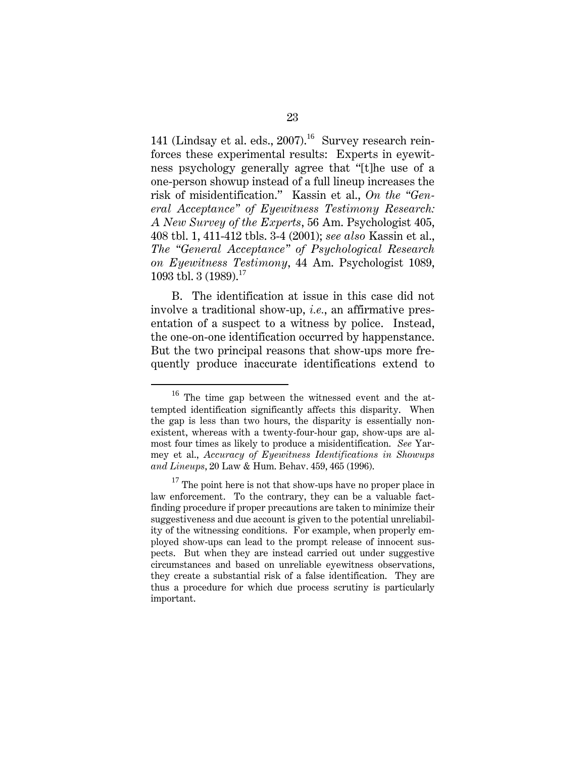141 (Lindsay et al. eds., 2007).[16] Survey research reinforces these experimental results: Experts in eyewitness psychology generally agree that "[t]he use of a one-person showup instead of a full lineup increases the risk of misidentification." Kassin et al., *On the "General Acceptance" of Eyewitness Testimony Research: A New Survey of the Experts*, 56 Am. Psychologist 405, 408 tbl. 1, 411-412 tbls. 3-4 (2001); *see also* Kassin et al., *The "General Acceptance" of Psychological Research on Eyewitness Testimony*, 44 Am. Psychologist 1089, 1093 tbl. 3 (1989).[17]

B. The identification at issue in this case did not involve a traditional show-up, *i.e.*, an affirmative presentation of a suspect to a witness by police. Instead, the one-on-one identification occurred by happenstance. But the two principal reasons that show-ups more frequently produce inaccurate identifications extend to

---

[16] The time gap between the witnessed event and the attempted identification significantly affects this disparity. When the gap is less than two hours, the disparity is essentially nonexistent, whereas with a twenty-four-hour gap, show-ups are almost four times as likely to produce a misidentification. *See* Yarmey et al., *Accuracy of Eyewitness Identifications in Showups and Lineups*, 20 Law & Hum. Behav. 459, 465 (1996).

[17] The point here is not that show-ups have no proper place in law enforcement. To the contrary, they can be a valuable fact-finding procedure if proper precautions are taken to minimize their suggestiveness and due account is given to the potential unreliability of the witnessing conditions. For example, when properly employed show-ups can lead to the prompt release of innocent suspects. But when they are instead carried out under suggestive circumstances and based on unreliable eyewitness observations, they create a substantial risk of a false identification. They are thus a procedure for which due process scrutiny is particularly important.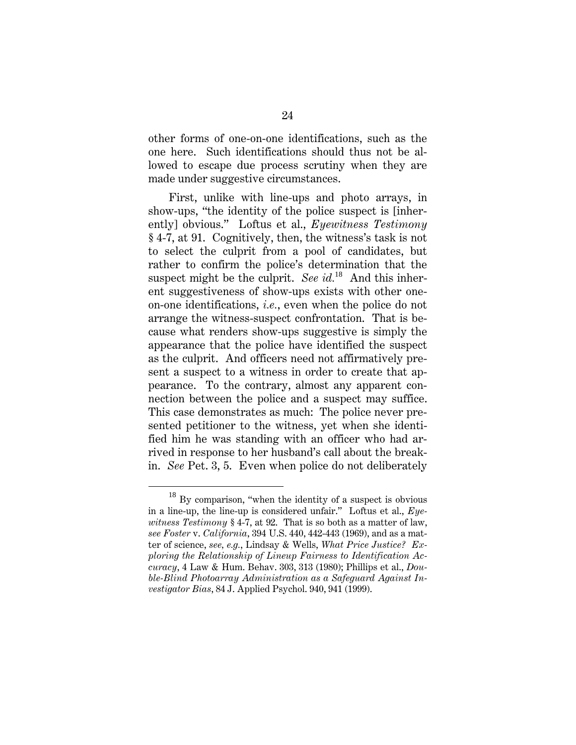other forms of one-on-one identifications, such as the one here. Such identifications should thus not be allowed to escape due process scrutiny when they are made under suggestive circumstances.

First, unlike with line-ups and photo arrays, in show-ups, "the identity of the police suspect is [inherently] obvious." Loftus et al., *Eyewitness Testimony* § 4-7, at 91. Cognitively, then, the witness's task is not to select the culprit from a pool of candidates, but rather to confirm the police's determination that the suspect might be the culprit. *See id.*[18] And this inherent suggestiveness of show-ups exists with other one-on-one identifications, *i.e.*, even when the police do not arrange the witness-suspect confrontation. That is because what renders show-ups suggestive is simply the appearance that the police have identified the suspect as the culprit. And officers need not affirmatively present a suspect to a witness in order to create that appearance. To the contrary, almost any apparent connection between the police and a suspect may suffice. This case demonstrates as much: The police never presented petitioner to the witness, yet when she identified him he was standing with an officer who had arrived in response to her husband's call about the break-in. *See* Pet. 3, 5. Even when police do not deliberately

---

[18] By comparison, "when the identity of a suspect is obvious in a line-up, the line-up is considered unfair." Loftus et al., *Eyewitness Testimony* § 4-7, at 92. That is so both as a matter of law, *see Foster* v. *California*, 394 U.S. 440, 442-443 (1969), and as a matter of science, *see, e.g.*, Lindsay & Wells, *What Price Justice? Exploring the Relationship of Lineup Fairness to Identification Accuracy*, 4 Law & Hum. Behav. 303, 313 (1980); Phillips et al., *Double-Blind Photoarray Administration as a Safeguard Against Investigator Bias*, 84 J. Applied Psychol. 940, 941 (1999).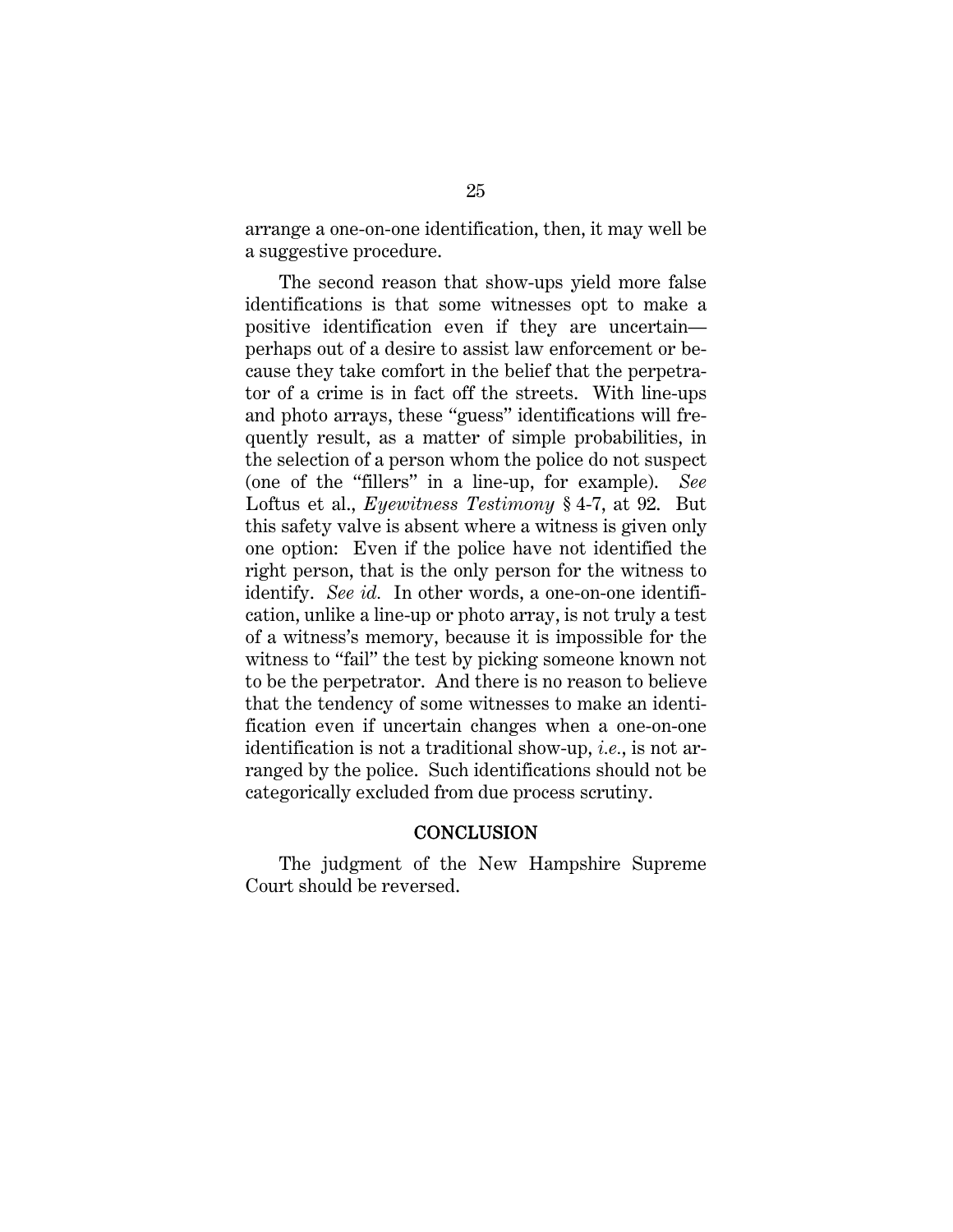arrange a one-on-one identification, then, it may well be a suggestive procedure.

The second reason that show-ups yield more false identifications is that some witnesses opt to make a positive identification even if they are uncertain—perhaps out of a desire to assist law enforcement or because they take comfort in the belief that the perpetrator of a crime is in fact off the streets. With line-ups and photo arrays, these "guess" identifications will frequently result, as a matter of simple probabilities, in the selection of a person whom the police do not suspect (one of the "fillers" in a line-up, for example). *See* Loftus et al., *Eyewitness Testimony* § 4-7, at 92. But this safety valve is absent where a witness is given only one option: Even if the police have not identified the right person, that is the only person for the witness to identify. *See id.* In other words, a one-on-one identification, unlike a line-up or photo array, is not truly a test of a witness's memory, because it is impossible for the witness to "fail" the test by picking someone known not to be the perpetrator. And there is no reason to believe that the tendency of some witnesses to make an identification even if uncertain changes when a one-on-one identification is not a traditional show-up, *i.e.*, is not arranged by the police. Such identifications should not be categorically excluded from due process scrutiny.

## CONCLUSION

The judgment of the New Hampshire Supreme Court should be reversed.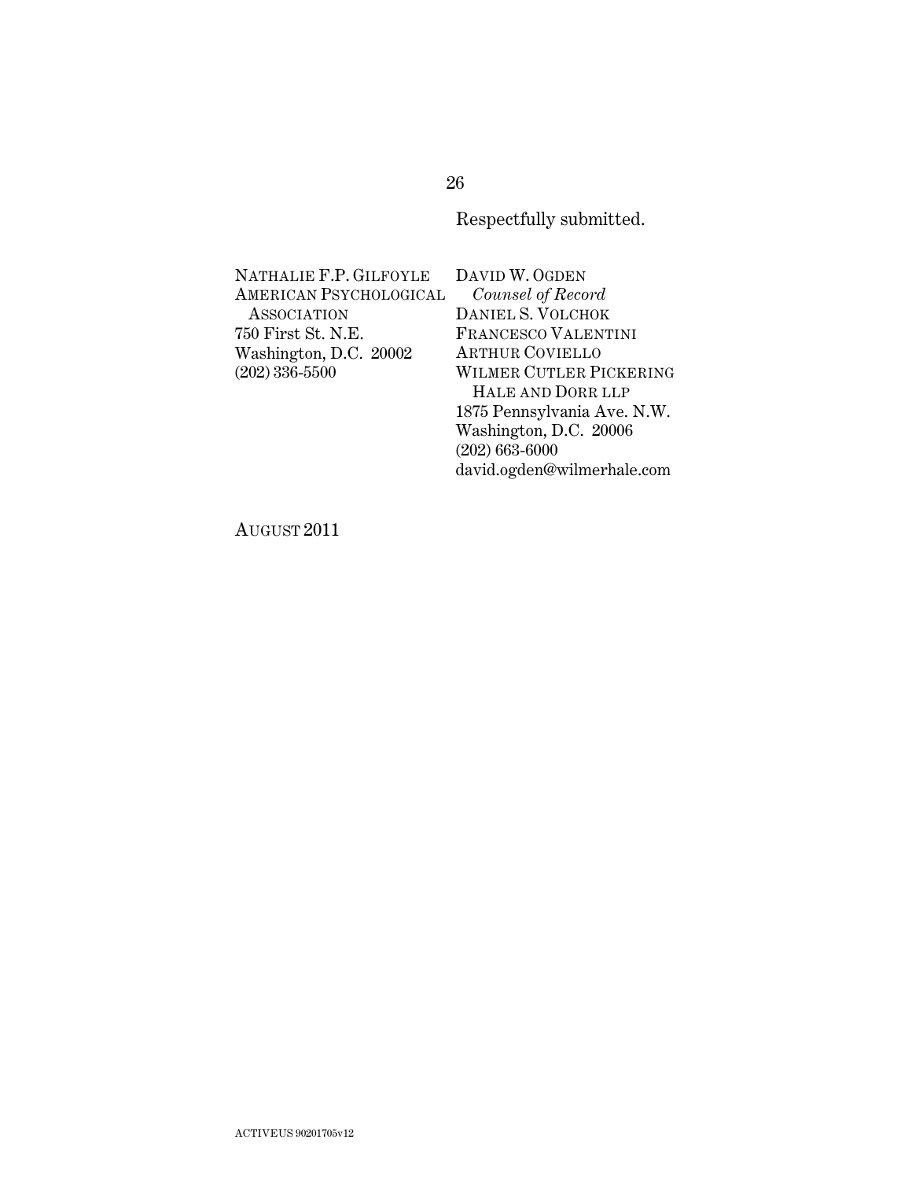Respectfully submitted.

NATHALIE F.P. GILFOYLE
AMERICAN PSYCHOLOGICAL ASSOCIATION
750 First St. N.E.
Washington, D.C. 20002
(202) 336-5500

DAVID W. OGDEN
*Counsel of Record*
DANIEL S. VOLCHOK
FRANCESCO VALENTINI
ARTHUR COVIELLO
WILMER CUTLER PICKERING HALE AND DORR LLP
1875 Pennsylvania Ave. N.W.
Washington, D.C. 20006
(202) 663-6000
david.ogden@wilmerhale.com

AUGUST 2011

ACTIVEUS 90201705v12